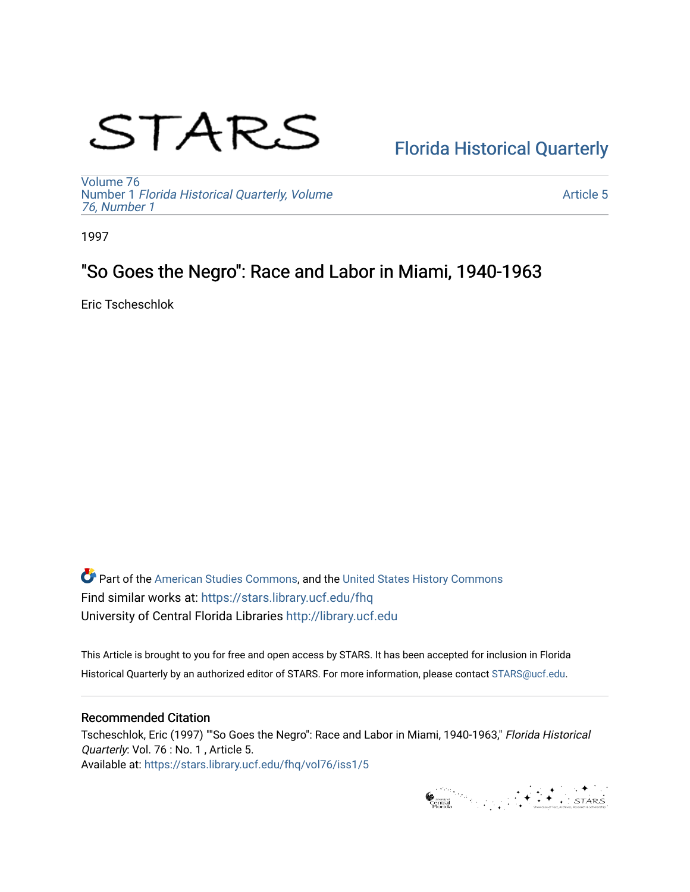STARS

Florida Historical Quarterly

Volume 76
Number 1 *Florida Historical Quarterly, Volume 76, Number 1*

Article 5

1997

# "So Goes the Negro": Race and Labor in Miami, 1940-1963

Eric Tscheschlok

Part of the American Studies Commons, and the United States History Commons
Find similar works at: https://stars.library.ucf.edu/fhq
University of Central Florida Libraries http://library.ucf.edu

This Article is brought to you for free and open access by STARS. It has been accepted for inclusion in Florida Historical Quarterly by an authorized editor of STARS. For more information, please contact STARS@ucf.edu.

## Recommended Citation

Tscheschlok, Eric (1997) ""So Goes the Negro": Race and Labor in Miami, 1940-1963," *Florida Historical Quarterly*: Vol. 76 : No. 1 , Article 5.
Available at: https://stars.library.ucf.edu/fhq/vol76/iss1/5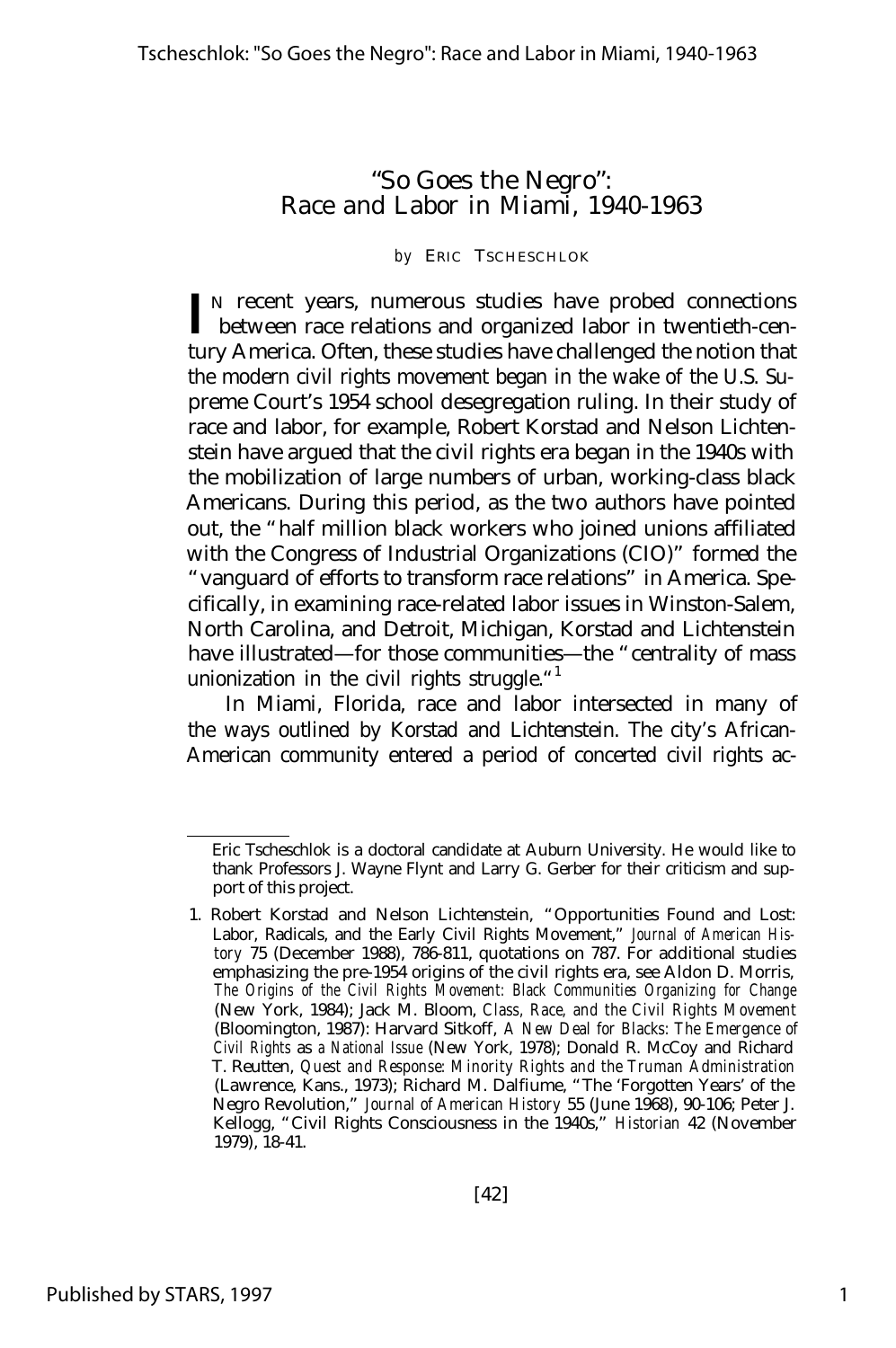# "So Goes the Negro": Race and Labor in Miami, 1940-1963

*by* ERIC TSCHESCHLOK

IN recent years, numerous studies have probed connections between race relations and organized labor in twentieth-century America. Often, these studies have challenged the notion that the modern civil rights movement began in the wake of the U.S. Supreme Court's 1954 school desegregation ruling. In their study of race and labor, for example, Robert Korstad and Nelson Lichtenstein have argued that the civil rights era began in the 1940s with the mobilization of large numbers of urban, working-class black Americans. During this period, as the two authors have pointed out, the "half million black workers who joined unions affiliated with the Congress of Industrial Organizations (CIO)" formed the "vanguard of efforts to transform race relations" in America. Specifically, in examining race-related labor issues in Winston-Salem, North Carolina, and Detroit, Michigan, Korstad and Lichtenstein have illustrated—for those communities—the "centrality of mass unionization in the civil rights struggle."[1]

In Miami, Florida, race and labor intersected in many of the ways outlined by Korstad and Lichtenstein. The city's African-American community entered a period of concerted civil rights ac-

---

Eric Tscheschlok is a doctoral candidate at Auburn University. He would like to thank Professors J. Wayne Flynt and Larry G. Gerber for their criticism and support of this project.

1. Robert Korstad and Nelson Lichtenstein, "Opportunities Found and Lost: Labor, Radicals, and the Early Civil Rights Movement," *Journal of American History* 75 (December 1988), 786-811, quotations on 787. For additional studies emphasizing the pre-1954 origins of the civil rights era, see Aldon D. Morris, *The Origins of the Civil Rights Movement: Black Communities Organizing for Change* (New York, 1984); Jack M. Bloom, *Class, Race, and the Civil Rights Movement* (Bloomington, 1987): Harvard Sitkoff, *A New Deal for Blacks: The Emergence of Civil Rights as a National Issue* (New York, 1978); Donald R. McCoy and Richard T. Reutten, *Quest and Response: Minority Rights and the Truman Administration* (Lawrence, Kans., 1973); Richard M. Dalfiume, "The 'Forgotten Years' of the Negro Revolution," *Journal of American History* 55 (June 1968), 90-106; Peter J. Kellogg, "Civil Rights Consciousness in the 1940s," *Historian* 42 (November 1979), 18-41.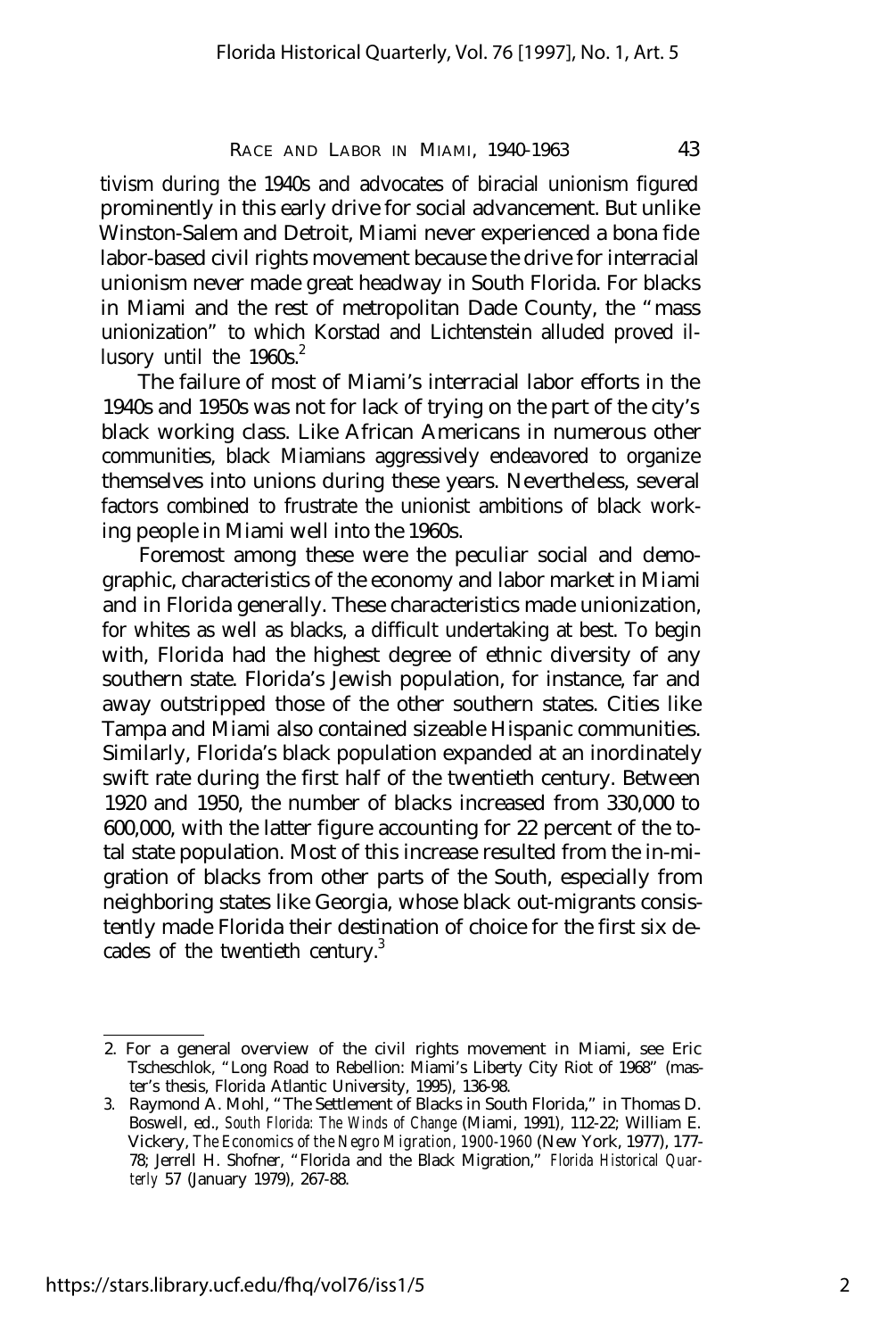tivism during the 1940s and advocates of biracial unionism figured prominently in this early drive for social advancement. But unlike Winston-Salem and Detroit, Miami never experienced a bona fide labor-based civil rights movement because the drive for interracial unionism never made great headway in South Florida. For blacks in Miami and the rest of metropolitan Dade County, the "mass unionization" to which Korstad and Lichtenstein alluded proved illusory until the 1960s.[2]

The failure of most of Miami's interracial labor efforts in the 1940s and 1950s was not for lack of trying on the part of the city's black working class. Like African Americans in numerous other communities, black Miamians aggressively endeavored to organize themselves into unions during these years. Nevertheless, several factors combined to frustrate the unionist ambitions of black working people in Miami well into the 1960s.

Foremost among these were the peculiar social and demographic, characteristics of the economy and labor market in Miami and in Florida generally. These characteristics made unionization, for whites as well as blacks, a difficult undertaking at best. To begin with, Florida had the highest degree of ethnic diversity of any southern state. Florida's Jewish population, for instance, far and away outstripped those of the other southern states. Cities like Tampa and Miami also contained sizeable Hispanic communities. Similarly, Florida's black population expanded at an inordinately swift rate during the first half of the twentieth century. Between 1920 and 1950, the number of blacks increased from 330,000 to 600,000, with the latter figure accounting for 22 percent of the total state population. Most of this increase resulted from the in-migration of blacks from other parts of the South, especially from neighboring states like Georgia, whose black out-migrants consistently made Florida their destination of choice for the first six decades of the twentieth century.[3]

---

2. For a general overview of the civil rights movement in Miami, see Eric Tscheschlok, "Long Road to Rebellion: Miami's Liberty City Riot of 1968" (master's thesis, Florida Atlantic University, 1995), 136-98.
3. Raymond A. Mohl, "The Settlement of Blacks in South Florida," in Thomas D. Boswell, ed., *South Florida: The Winds of Change* (Miami, 1991), 112-22; William E. Vickery, *The Economics of the Negro Migration, 1900-1960* (New York, 1977), 177-78; Jerrell H. Shofner, "Florida and the Black Migration," *Florida Historical Quarterly* 57 (January 1979), 267-88.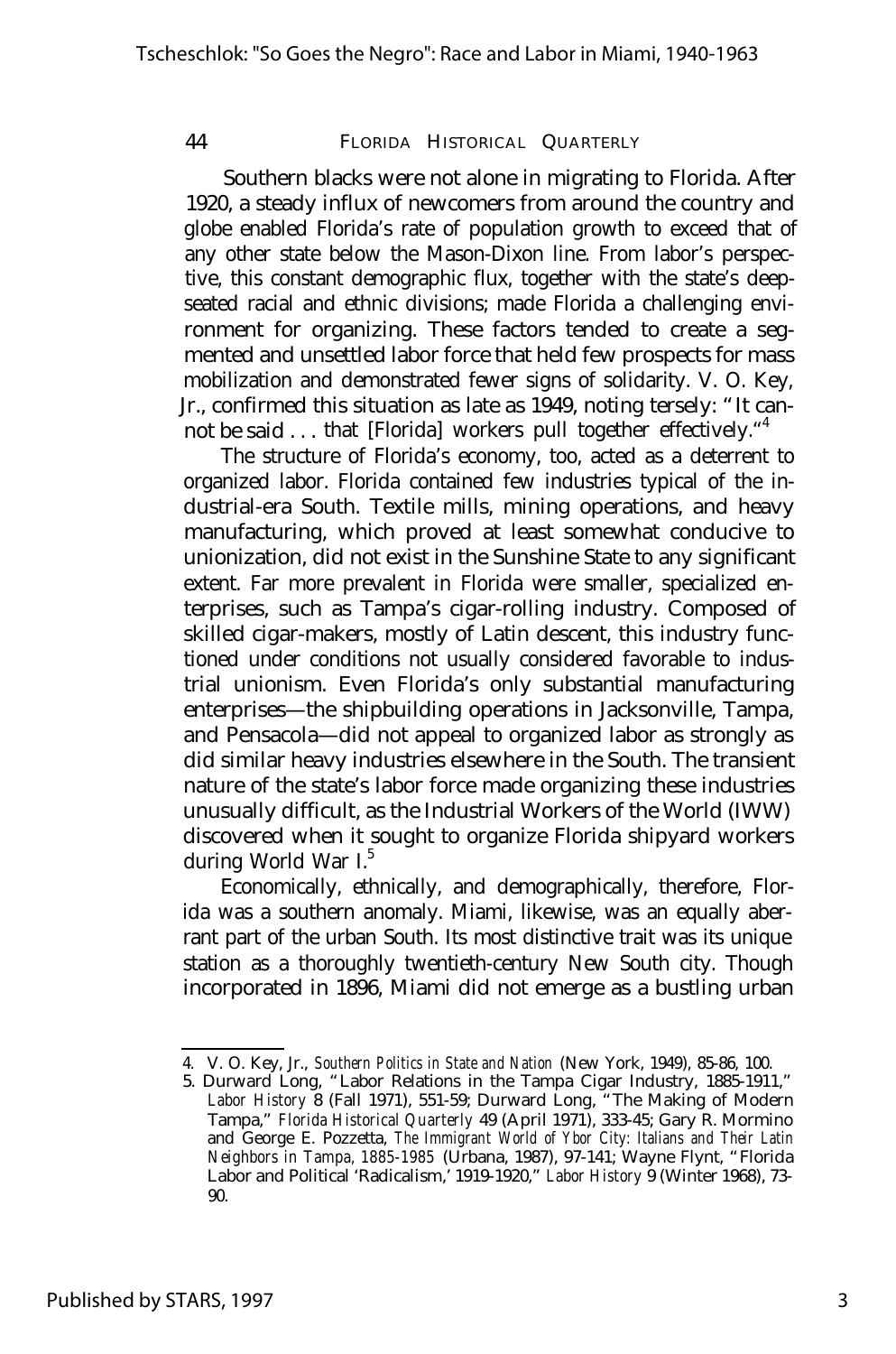Southern blacks were not alone in migrating to Florida. After 1920, a steady influx of newcomers from around the country and globe enabled Florida's rate of population growth to exceed that of any other state below the Mason-Dixon line. From labor's perspective, this constant demographic flux, together with the state's deep-seated racial and ethnic divisions; made Florida a challenging environment for organizing. These factors tended to create a segmented and unsettled labor force that held few prospects for mass mobilization and demonstrated fewer signs of solidarity. V. O. Key, Jr., confirmed this situation as late as 1949, noting tersely: "It cannot be said . . . that [Florida] workers pull together effectively."[4]

The structure of Florida's economy, too, acted as a deterrent to organized labor. Florida contained few industries typical of the industrial-era South. Textile mills, mining operations, and heavy manufacturing, which proved at least somewhat conducive to unionization, did not exist in the Sunshine State to any significant extent. Far more prevalent in Florida were smaller, specialized enterprises, such as Tampa's cigar-rolling industry. Composed of skilled cigar-makers, mostly of Latin descent, this industry functioned under conditions not usually considered favorable to industrial unionism. Even Florida's only substantial manufacturing enterprises—the shipbuilding operations in Jacksonville, Tampa, and Pensacola—did not appeal to organized labor as strongly as did similar heavy industries elsewhere in the South. The transient nature of the state's labor force made organizing these industries unusually difficult, as the Industrial Workers of the World (IWW) discovered when it sought to organize Florida shipyard workers during World War I.[5]

Economically, ethnically, and demographically, therefore, Florida was a southern anomaly. Miami, likewise, was an equally aberrant part of the urban South. Its most distinctive trait was its unique station as a thoroughly twentieth-century New South city. Though incorporated in 1896, Miami did not emerge as a bustling urban

---

4. V. O. Key, Jr., *Southern Politics in State and Nation* (New York, 1949), 85-86, 100.

5. Durward Long, "Labor Relations in the Tampa Cigar Industry, 1885-1911," *Labor History* 8 (Fall 1971), 551-59; Durward Long, "The Making of Modern Tampa," *Florida Historical Quarterly* 49 (April 1971), 333-45; Gary R. Mormino and George E. Pozzetta, *The Immigrant World of Ybor City: Italians and Their Latin Neighbors in Tampa, 1885-1985* (Urbana, 1987), 97-141; Wayne Flynt, "Florida Labor and Political 'Radicalism,' 1919-1920," *Labor History* 9 (Winter 1968), 73-90.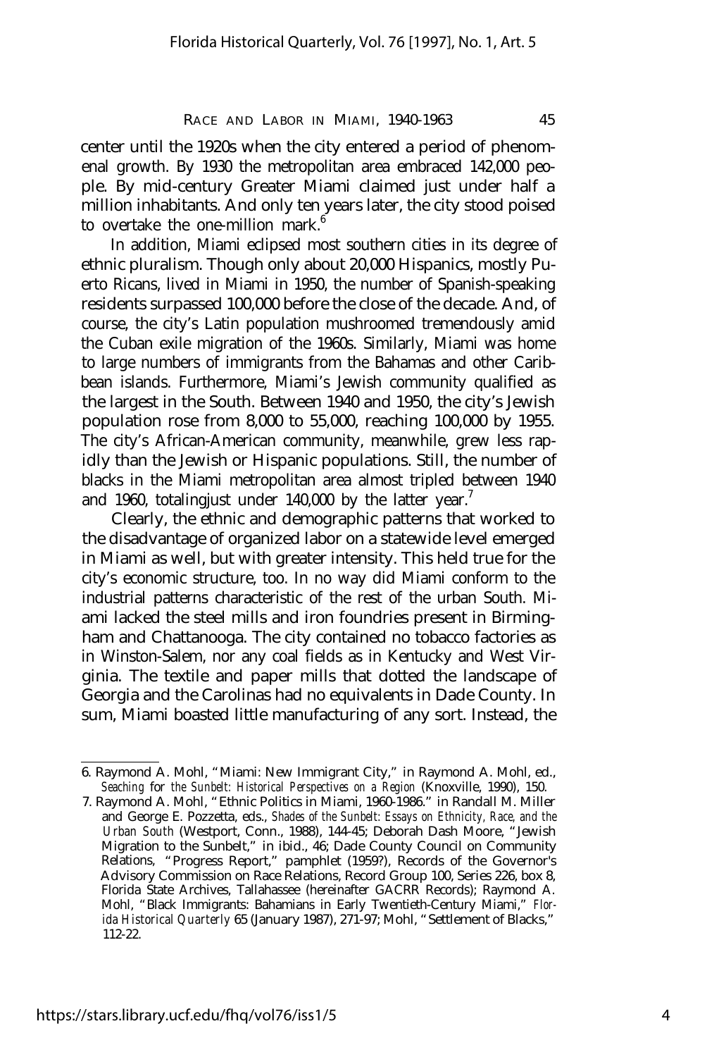center until the 1920s when the city entered a period of phenomenal growth. By 1930 the metropolitan area embraced 142,000 people. By mid-century Greater Miami claimed just under half a million inhabitants. And only ten years later, the city stood poised to overtake the one-million mark.[6]

In addition, Miami eclipsed most southern cities in its degree of ethnic pluralism. Though only about 20,000 Hispanics, mostly Puerto Ricans, lived in Miami in 1950, the number of Spanish-speaking residents surpassed 100,000 before the close of the decade. And, of course, the city's Latin population mushroomed tremendously amid the Cuban exile migration of the 1960s. Similarly, Miami was home to large numbers of immigrants from the Bahamas and other Caribbean islands. Furthermore, Miami's Jewish community qualified as the largest in the South. Between 1940 and 1950, the city's Jewish population rose from 8,000 to 55,000, reaching 100,000 by 1955. The city's African-American community, meanwhile, grew less rapidly than the Jewish or Hispanic populations. Still, the number of blacks in the Miami metropolitan area almost tripled between 1940 and 1960, totalingjust under 140,000 by the latter year.[7]

Clearly, the ethnic and demographic patterns that worked to the disadvantage of organized labor on a statewide level emerged in Miami as well, but with greater intensity. This held true for the city's economic structure, too. In no way did Miami conform to the industrial patterns characteristic of the rest of the urban South. Miami lacked the steel mills and iron foundries present in Birmingham and Chattanooga. The city contained no tobacco factories as in Winston-Salem, nor any coal fields as in Kentucky and West Virginia. The textile and paper mills that dotted the landscape of Georgia and the Carolinas had no equivalents in Dade County. In sum, Miami boasted little manufacturing of any sort. Instead, the

---

6. Raymond A. Mohl, "Miami: New Immigrant City," in Raymond A. Mohl, ed., *Seaching for the Sunbelt: Historical Perspectives on a Region* (Knoxville, 1990), 150.

7. Raymond A. Mohl, "Ethnic Politics in Miami, 1960-1986." in Randall M. Miller and George E. Pozzetta, eds., *Shades of the Sunbelt: Essays on Ethnicity, Race, and the Urban South* (Westport, Conn., 1988), 144-45; Deborah Dash Moore, "Jewish Migration to the Sunbelt," in ibid., 46; Dade County Council on Community Relations, "Progress Report," pamphlet (1959?), Records of the Governor's Advisory Commission on Race Relations, Record Group 100, Series 226, box 8, Florida State Archives, Tallahassee (hereinafter GACRR Records); Raymond A. Mohl, "Black Immigrants: Bahamians in Early Twentieth-Century Miami," *Florida Historical Quarterly* 65 (January 1987), 271-97; Mohl, "Settlement of Blacks," 112-22.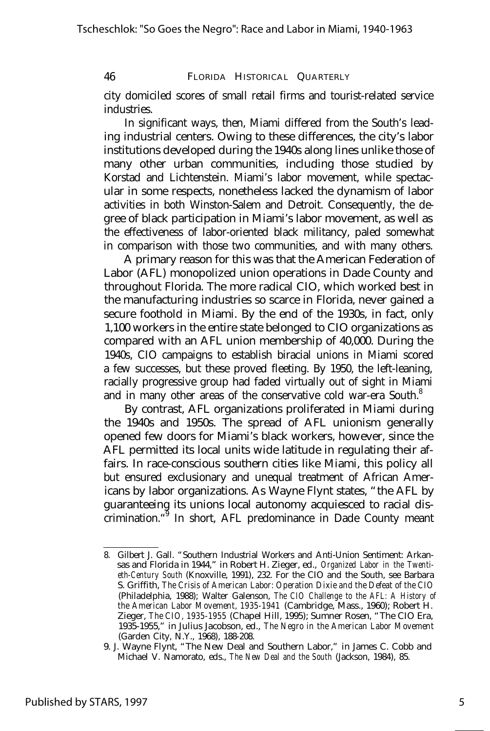city domiciled scores of small retail firms and tourist-related service industries.

In significant ways, then, Miami differed from the South's leading industrial centers. Owing to these differences, the city's labor institutions developed during the 1940s along lines unlike those of many other urban communities, including those studied by Korstad and Lichtenstein. Miami's labor movement, while spectacular in some respects, nonetheless lacked the dynamism of labor activities in both Winston-Salem and Detroit. Consequently, the degree of black participation in Miami's labor movement, as well as the effectiveness of labor-oriented black militancy, paled somewhat in comparison with those two communities, and with many others.

A primary reason for this was that the American Federation of Labor (AFL) monopolized union operations in Dade County and throughout Florida. The more radical CIO, which worked best in the manufacturing industries so scarce in Florida, never gained a secure foothold in Miami. By the end of the 1930s, in fact, only 1,100 workers in the entire state belonged to CIO organizations as compared with an AFL union membership of 40,000. During the 1940s, CIO campaigns to establish biracial unions in Miami scored a few successes, but these proved fleeting. By 1950, the left-leaning, racially progressive group had faded virtually out of sight in Miami and in many other areas of the conservative cold war-era South.[8]

By contrast, AFL organizations proliferated in Miami during the 1940s and 1950s. The spread of AFL unionism generally opened few doors for Miami's black workers, however, since the AFL permitted its local units wide latitude in regulating their affairs. In race-conscious southern cities like Miami, this policy all but ensured exclusionary and unequal treatment of African Americans by labor organizations. As Wayne Flynt states, "the AFL by guaranteeing its unions local autonomy acquiesced to racial discrimination."[9] In short, AFL predominance in Dade County meant

---

8. Gilbert J. Gall. "Southern Industrial Workers and Anti-Union Sentiment: Arkansas and Florida in 1944," in Robert H. Zieger, ed., *Organized Labor in the Twentieth-Century South* (Knoxville, 1991), 232. For the CIO and the South, see Barbara S. Griffith, *The Crisis of American Labor: Operation Dixie and the Defeat of the CIO* (Philadelphia, 1988); Walter Galenson, *The CIO Challenge to the AFL: A History of the American Labor Movement, 1935-1941* (Cambridge, Mass., 1960); Robert H. Zieger, *The CIO, 1935-1955* (Chapel Hill, 1995); Sumner Rosen, "The CIO Era, 1935-1955," in Julius Jacobson, ed., *The Negro in the American Labor Movement* (Garden City, N.Y., 1968), 188-208.

9. J. Wayne Flynt, "The New Deal and Southern Labor," in James C. Cobb and Michael V. Namorato, eds., *The New Deal and the South* (Jackson, 1984), 85.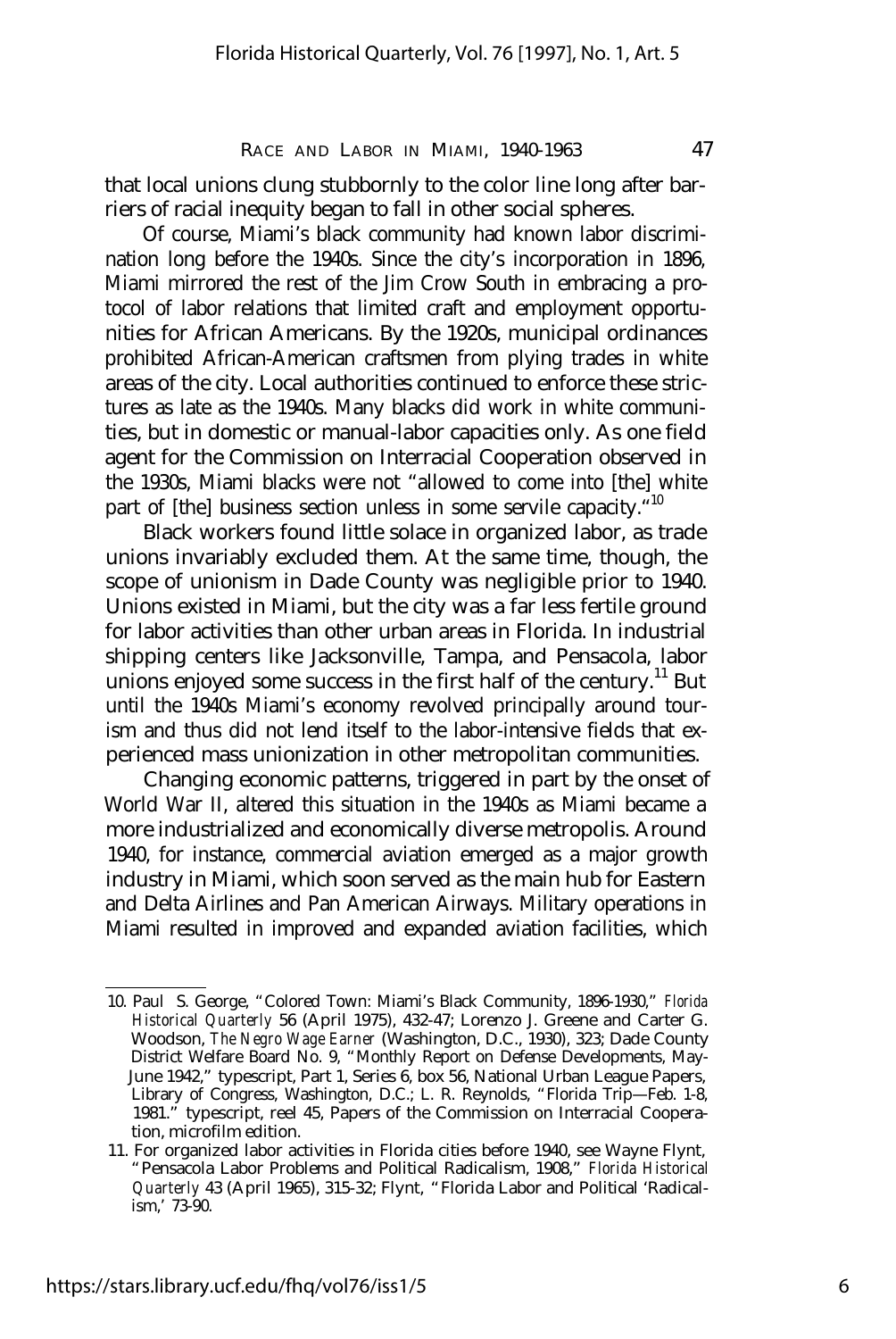that local unions clung stubbornly to the color line long after barriers of racial inequity began to fall in other social spheres.

Of course, Miami's black community had known labor discrimination long before the 1940s. Since the city's incorporation in 1896, Miami mirrored the rest of the Jim Crow South in embracing a protocol of labor relations that limited craft and employment opportunities for African Americans. By the 1920s, municipal ordinances prohibited African-American craftsmen from plying trades in white areas of the city. Local authorities continued to enforce these strictures as late as the 1940s. Many blacks did work in white communities, but in domestic or manual-labor capacities only. As one field agent for the Commission on Interracial Cooperation observed in the 1930s, Miami blacks were not "allowed to come into [the] white part of [the] business section unless in some servile capacity."[10]

Black workers found little solace in organized labor, as trade unions invariably excluded them. At the same time, though, the scope of unionism in Dade County was negligible prior to 1940. Unions existed in Miami, but the city was a far less fertile ground for labor activities than other urban areas in Florida. In industrial shipping centers like Jacksonville, Tampa, and Pensacola, labor unions enjoyed some success in the first half of the century.[11] But until the 1940s Miami's economy revolved principally around tourism and thus did not lend itself to the labor-intensive fields that experienced mass unionization in other metropolitan communities.

Changing economic patterns, triggered in part by the onset of World War II, altered this situation in the 1940s as Miami became a more industrialized and economically diverse metropolis. Around 1940, for instance, commercial aviation emerged as a major growth industry in Miami, which soon served as the main hub for Eastern and Delta Airlines and Pan American Airways. Military operations in Miami resulted in improved and expanded aviation facilities, which

---

10. Paul S. George, "Colored Town: Miami's Black Community, 1896-1930," *Florida Historical Quarterly* 56 (April 1975), 432-47; Lorenzo J. Greene and Carter G. Woodson, *The Negro Wage Earner* (Washington, D.C., 1930), 323; Dade County District Welfare Board No. 9, "Monthly Report on Defense Developments, May-June 1942," typescript, Part 1, Series 6, box 56, National Urban League Papers, Library of Congress, Washington, D.C.; L. R. Reynolds, "Florida Trip—Feb. 1-8, 1981." typescript, reel 45, Papers of the Commission on Interracial Cooperation, microfilm edition.

11. For organized labor activities in Florida cities before 1940, see Wayne Flynt, "Pensacola Labor Problems and Political Radicalism, 1908," *Florida Historical Quarterly* 43 (April 1965), 315-32; Flynt, "Florida Labor and Political 'Radicalism,' 73-90.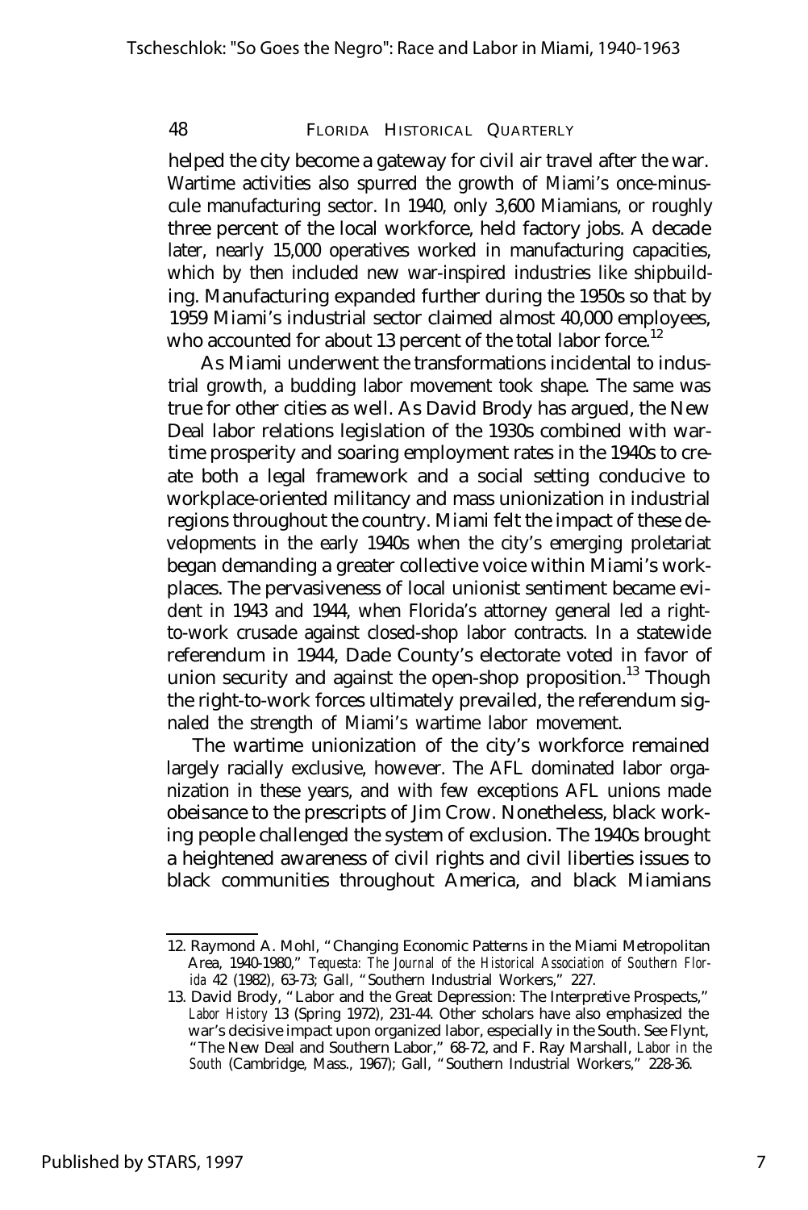helped the city become a gateway for civil air travel after the war. Wartime activities also spurred the growth of Miami's once-minuscule manufacturing sector. In 1940, only 3,600 Miamians, or roughly three percent of the local workforce, held factory jobs. A decade later, nearly 15,000 operatives worked in manufacturing capacities, which by then included new war-inspired industries like shipbuilding. Manufacturing expanded further during the 1950s so that by 1959 Miami's industrial sector claimed almost 40,000 employees, who accounted for about 13 percent of the total labor force.[12]

As Miami underwent the transformations incidental to industrial growth, a budding labor movement took shape. The same was true for other cities as well. As David Brody has argued, the New Deal labor relations legislation of the 1930s combined with wartime prosperity and soaring employment rates in the 1940s to create both a legal framework and a social setting conducive to workplace-oriented militancy and mass unionization in industrial regions throughout the country. Miami felt the impact of these developments in the early 1940s when the city's emerging proletariat began demanding a greater collective voice within Miami's workplaces. The pervasiveness of local unionist sentiment became evident in 1943 and 1944, when Florida's attorney general led a right-to-work crusade against closed-shop labor contracts. In a statewide referendum in 1944, Dade County's electorate voted in favor of union security and against the open-shop proposition.[13] Though the right-to-work forces ultimately prevailed, the referendum signaled the strength of Miami's wartime labor movement.

The wartime unionization of the city's workforce remained largely racially exclusive, however. The AFL dominated labor organization in these years, and with few exceptions AFL unions made obeisance to the prescripts of Jim Crow. Nonetheless, black working people challenged the system of exclusion. The 1940s brought a heightened awareness of civil rights and civil liberties issues to black communities throughout America, and black Miamians

---

12. Raymond A. Mohl, "Changing Economic Patterns in the Miami Metropolitan Area, 1940-1980," *Tequesta: The Journal of the Historical Association of Southern Florida* 42 (1982), 63-73; Gall, "Southern Industrial Workers," 227.

13. David Brody, "Labor and the Great Depression: The Interpretive Prospects," *Labor History* 13 (Spring 1972), 231-44. Other scholars have also emphasized the war's decisive impact upon organized labor, especially in the South. See Flynt, "The New Deal and Southern Labor," 68-72, and F. Ray Marshall, *Labor in the South* (Cambridge, Mass., 1967); Gall, "Southern Industrial Workers," 228-36.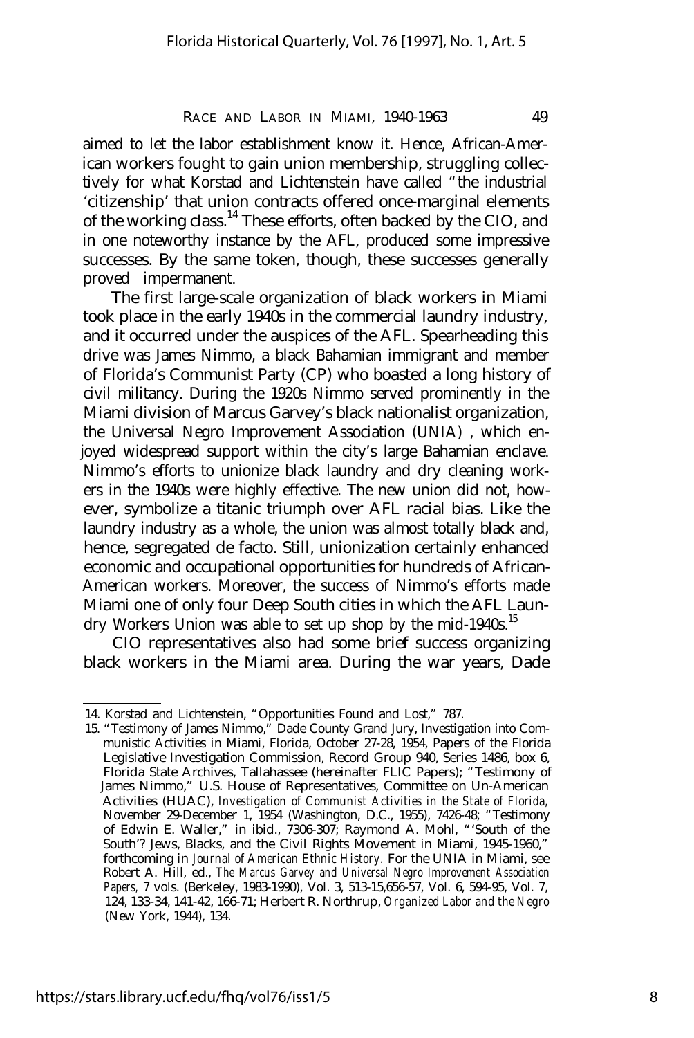aimed to let the labor establishment know it. Hence, African-American workers fought to gain union membership, struggling collectively for what Korstad and Lichtenstein have called "the industrial 'citizenship' that union contracts offered once-marginal elements of the working class.[14] These efforts, often backed by the CIO, and in one noteworthy instance by the AFL, produced some impressive successes. By the same token, though, these successes generally proved impermanent.

The first large-scale organization of black workers in Miami took place in the early 1940s in the commercial laundry industry, and it occurred under the auspices of the AFL. Spearheading this drive was James Nimmo, a black Bahamian immigrant and member of Florida's Communist Party (CP) who boasted a long history of civil militancy. During the 1920s Nimmo served prominently in the Miami division of Marcus Garvey's black nationalist organization, the Universal Negro Improvement Association (UNIA), which enjoyed widespread support within the city's large Bahamian enclave. Nimmo's efforts to unionize black laundry and dry cleaning workers in the 1940s were highly effective. The new union did not, however, symbolize a titanic triumph over AFL racial bias. Like the laundry industry as a whole, the union was almost totally black and, hence, segregated de facto. Still, unionization certainly enhanced economic and occupational opportunities for hundreds of African-American workers. Moreover, the success of Nimmo's efforts made Miami one of only four Deep South cities in which the AFL Laundry Workers Union was able to set up shop by the mid-1940s.[15]

CIO representatives also had some brief success organizing black workers in the Miami area. During the war years, Dade

---

14. Korstad and Lichtenstein, "Opportunities Found and Lost," 787.

15. "Testimony of James Nimmo," Dade County Grand Jury, Investigation into Communistic Activities in Miami, Florida, October 27-28, 1954, Papers of the Florida Legislative Investigation Commission, Record Group 940, Series 1486, box 6, Florida State Archives, Tallahassee (hereinafter FLIC Papers); "Testimony of James Nimmo," U.S. House of Representatives, Committee on Un-American Activities (HUAC), *Investigation of Communist Activities in the State of Florida,* November 29-December 1, 1954 (Washington, D.C., 1955), 7426-48; "Testimony of Edwin E. Waller," in ibid., 7306-307; Raymond A. Mohl, "'South of the South'? Jews, Blacks, and the Civil Rights Movement in Miami, 1945-1960," forthcoming in *Journal of American Ethnic History.* For the UNIA in Miami, see Robert A. Hill, ed., *The Marcus Garvey and Universal Negro Improvement Association Papers,* 7 vols. (Berkeley, 1983-1990), Vol. 3, 513-15,656-57, Vol. 6, 594-95, Vol. 7, 124, 133-34, 141-42, 166-71; Herbert R. Northrup, *Organized Labor and the Negro* (New York, 1944), 134.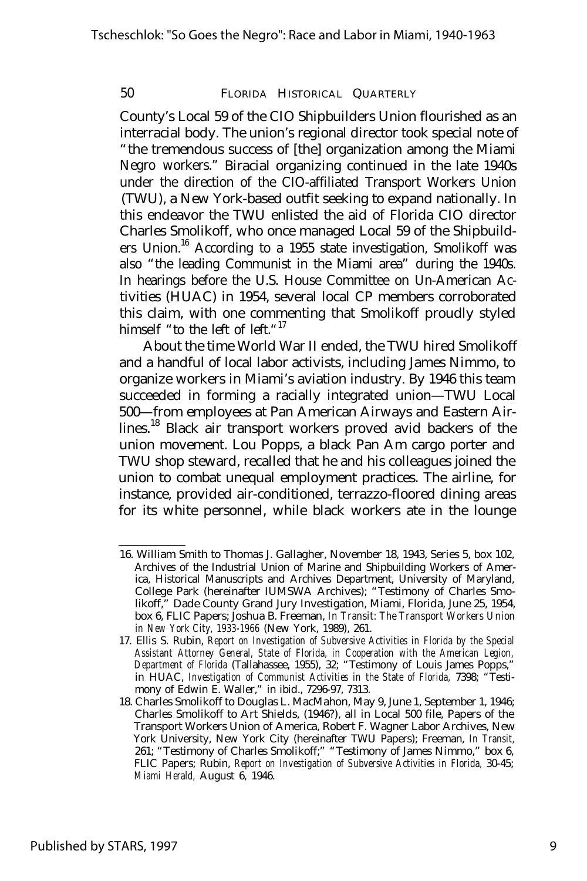County's Local 59 of the CIO Shipbuilders Union flourished as an interracial body. The union's regional director took special note of "the tremendous success of [the] organization among the Miami Negro workers." Biracial organizing continued in the late 1940s under the direction of the CIO-affiliated Transport Workers Union (TWU), a New York-based outfit seeking to expand nationally. In this endeavor the TWU enlisted the aid of Florida CIO director Charles Smolikoff, who once managed Local 59 of the Shipbuilders Union.[16] According to a 1955 state investigation, Smolikoff was also "the leading Communist in the Miami area" during the 1940s. In hearings before the U.S. House Committee on Un-American Activities (HUAC) in 1954, several local CP members corroborated this claim, with one commenting that Smolikoff proudly styled himself "to the left of left."[17]

About the time World War II ended, the TWU hired Smolikoff and a handful of local labor activists, including James Nimmo, to organize workers in Miami's aviation industry. By 1946 this team succeeded in forming a racially integrated union—TWU Local 500—from employees at Pan American Airways and Eastern Airlines.[18] Black air transport workers proved avid backers of the union movement. Lou Popps, a black Pan Am cargo porter and TWU shop steward, recalled that he and his colleagues joined the union to combat unequal employment practices. The airline, for instance, provided air-conditioned, terrazzo-floored dining areas for its white personnel, while black workers ate in the lounge

---

16. William Smith to Thomas J. Gallagher, November 18, 1943, Series 5, box 102, Archives of the Industrial Union of Marine and Shipbuilding Workers of America, Historical Manuscripts and Archives Department, University of Maryland, College Park (hereinafter IUMSWA Archives); "Testimony of Charles Smolikoff," Dade County Grand Jury Investigation, Miami, Florida, June 25, 1954, box 6, FLIC Papers; Joshua B. Freeman, *In Transit: The Transport Workers Union in New York City, 1933-1966* (New York, 1989), 261.

17. Ellis S. Rubin, *Report on Investigation of Subversive Activities in Florida by the Special Assistant Attorney General, State of Florida, in Cooperation with the American Legion, Department of Florida* (Tallahassee, 1955), 32; "Testimony of Louis James Popps," in HUAC, *Investigation of Communist Activities in the State of Florida,* 7398; "Testimony of Edwin E. Waller," in ibid., 7296-97, 7313.

18. Charles Smolikoff to Douglas L. MacMahon, May 9, June 1, September 1, 1946; Charles Smolikoff to Art Shields, (1946?), all in Local 500 file, Papers of the Transport Workers Union of America, Robert F. Wagner Labor Archives, New York University, New York City (hereinafter TWU Papers); Freeman, *In Transit,* 261; "Testimony of Charles Smolikoff;" "Testimony of James Nimmo," box 6, FLIC Papers; Rubin, *Report on Investigation of Subversive Activities in Florida,* 30-45; *Miami Herald,* August 6, 1946.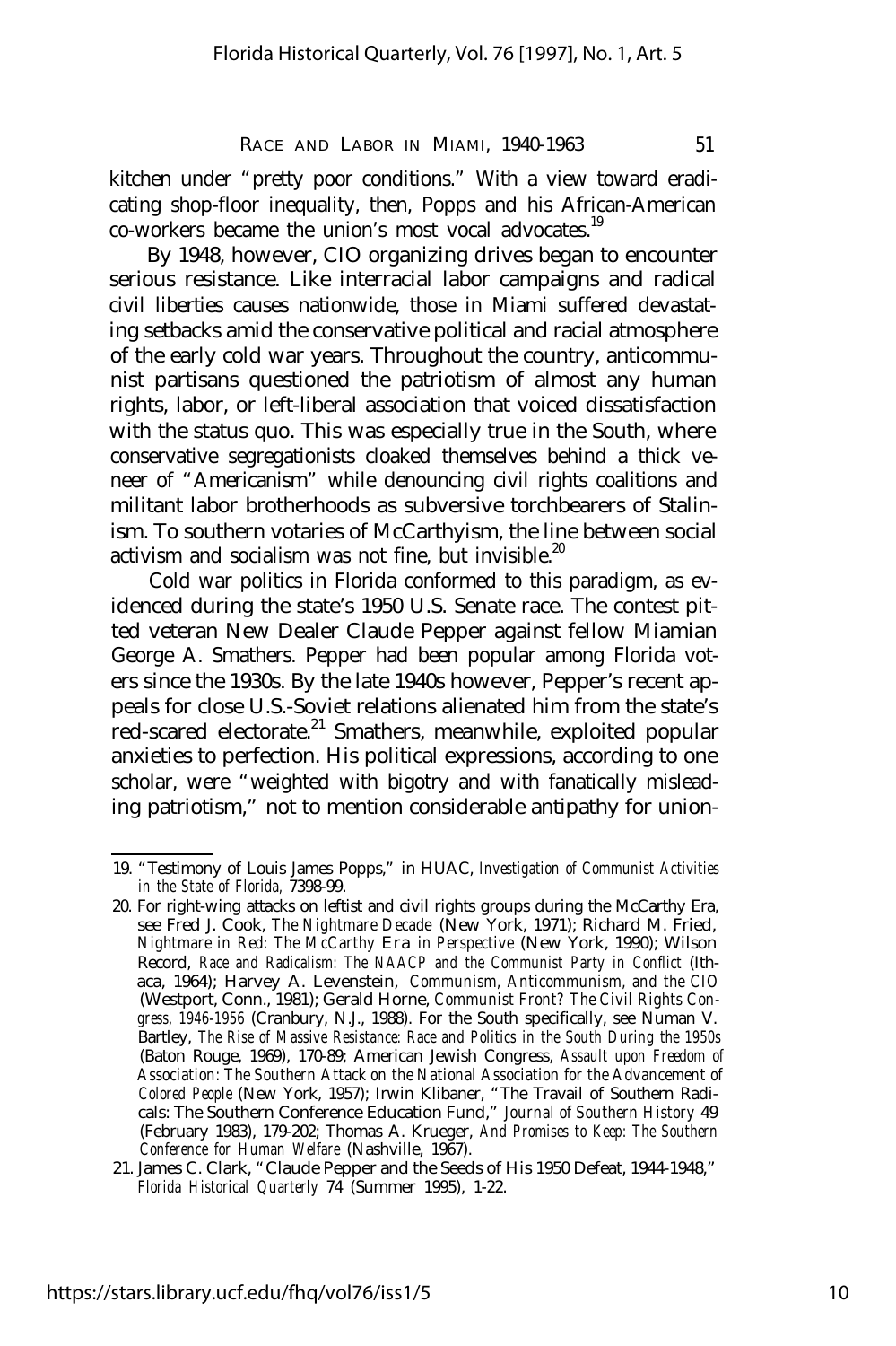kitchen under "pretty poor conditions." With a view toward eradicating shop-floor inequality, then, Popps and his African-American co-workers became the union's most vocal advocates.[19]

By 1948, however, CIO organizing drives began to encounter serious resistance. Like interracial labor campaigns and radical civil liberties causes nationwide, those in Miami suffered devastating setbacks amid the conservative political and racial atmosphere of the early cold war years. Throughout the country, anticommunist partisans questioned the patriotism of almost any human rights, labor, or left-liberal association that voiced dissatisfaction with the status quo. This was especially true in the South, where conservative segregationists cloaked themselves behind a thick veneer of "Americanism" while denouncing civil rights coalitions and militant labor brotherhoods as subversive torchbearers of Stalinism. To southern votaries of McCarthyism, the line between social activism and socialism was not fine, but invisible.[20]

Cold war politics in Florida conformed to this paradigm, as evidenced during the state's 1950 U.S. Senate race. The contest pitted veteran New Dealer Claude Pepper against fellow Miamian George A. Smathers. Pepper had been popular among Florida voters since the 1930s. By the late 1940s however, Pepper's recent appeals for close U.S.-Soviet relations alienated him from the state's red-scared electorate.[21] Smathers, meanwhile, exploited popular anxieties to perfection. His political expressions, according to one scholar, were "weighted with bigotry and with fanatically misleading patriotism," not to mention considerable antipathy for union-

---

19. "Testimony of Louis James Popps," in HUAC, *Investigation of Communist Activities in the State of Florida,* 7398-99.

20. For right-wing attacks on leftist and civil rights groups during the McCarthy Era, see Fred J. Cook, *The Nightmare Decade* (New York, 1971); Richard M. Fried, *Nightmare in Red: The McCarthy Era in Perspective* (New York, 1990); Wilson Record, *Race and Radicalism: The NAACP and the Communist Party in Conflict* (Ithaca, 1964); Harvey A. Levenstein, *Communism, Anticommunism, and the CIO* (Westport, Conn., 1981); Gerald Horne, *Communist Front? The Civil Rights Congress, 1946-1956* (Cranbury, N.J., 1988). For the South specifically, see Numan V. Bartley, *The Rise of Massive Resistance: Race and Politics in the South During the 1950s* (Baton Rouge, 1969), 170-89; American Jewish Congress, *Assault upon Freedom of Association: The Southern Attack on the National Association for the Advancement of Colored People* (New York, 1957); Irwin Klibaner, "The Travail of Southern Radicals: The Southern Conference Education Fund," *Journal of Southern History* 49 (February 1983), 179-202; Thomas A. Krueger, *And Promises to Keep: The Southern Conference for Human Welfare* (Nashville, 1967).

21. James C. Clark, "Claude Pepper and the Seeds of His 1950 Defeat, 1944-1948," *Florida Historical Quarterly* 74 (Summer 1995), 1-22.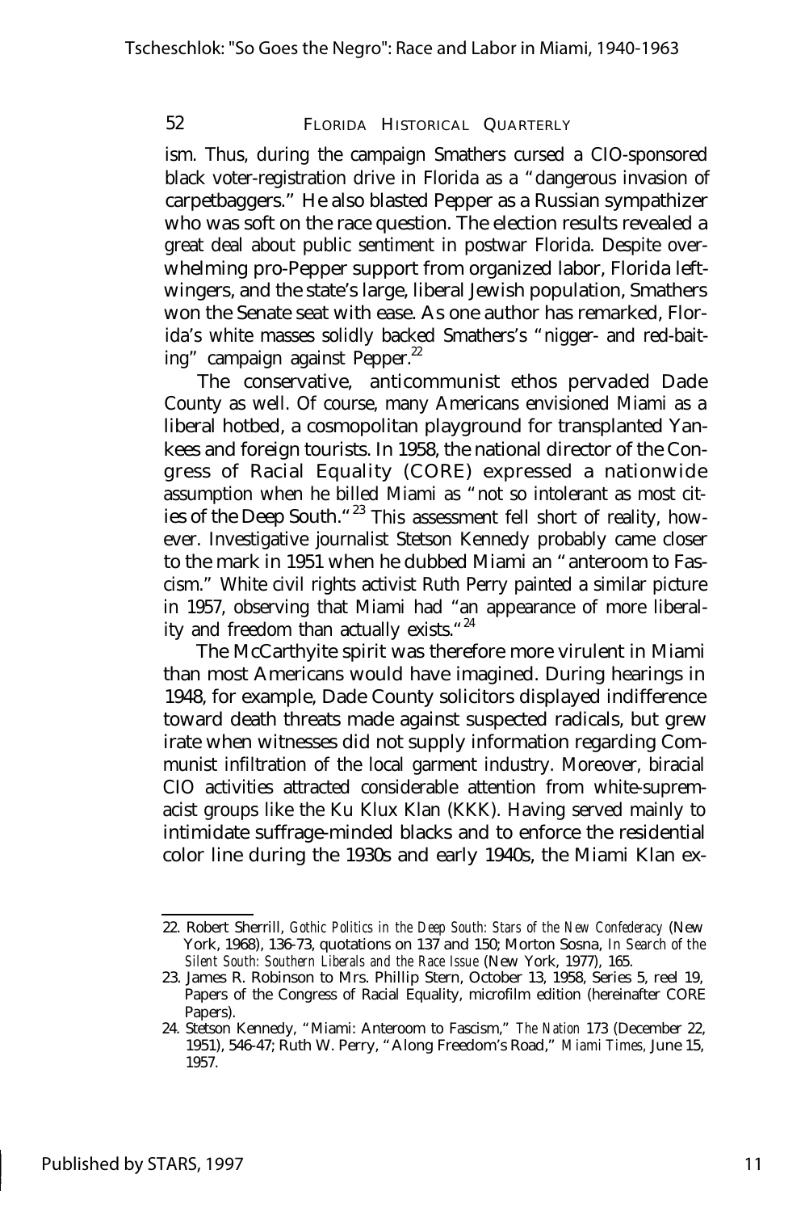ism. Thus, during the campaign Smathers cursed a CIO-sponsored black voter-registration drive in Florida as a "dangerous invasion of carpetbaggers." He also blasted Pepper as a Russian sympathizer who was soft on the race question. The election results revealed a great deal about public sentiment in postwar Florida. Despite overwhelming pro-Pepper support from organized labor, Florida leftwingers, and the state's large, liberal Jewish population, Smathers won the Senate seat with ease. As one author has remarked, Florida's white masses solidly backed Smathers's "nigger- and red-baiting" campaign against Pepper.[22]

The conservative, anticommunist ethos pervaded Dade County as well. Of course, many Americans envisioned Miami as a liberal hotbed, a cosmopolitan playground for transplanted Yankees and foreign tourists. In 1958, the national director of the Congress of Racial Equality (CORE) expressed a nationwide assumption when he billed Miami as "not so intolerant as most cities of the Deep South."[23] This assessment fell short of reality, however. Investigative journalist Stetson Kennedy probably came closer to the mark in 1951 when he dubbed Miami an "anteroom to Fascism." White civil rights activist Ruth Perry painted a similar picture in 1957, observing that Miami had "an appearance of more liberality and freedom than actually exists."[24]

The McCarthyite spirit was therefore more virulent in Miami than most Americans would have imagined. During hearings in 1948, for example, Dade County solicitors displayed indifference toward death threats made against suspected radicals, but grew irate when witnesses did not supply information regarding Communist infiltration of the local garment industry. Moreover, biracial CIO activities attracted considerable attention from white-supremacist groups like the Ku Klux Klan (KKK). Having served mainly to intimidate suffrage-minded blacks and to enforce the residential color line during the 1930s and early 1940s, the Miami Klan ex-

---

22. Robert Sherrill, *Gothic Politics in the Deep South: Stars of the New Confederacy* (New York, 1968), 136-73, quotations on 137 and 150; Morton Sosna, *In Search of the Silent South: Southern Liberals and the Race Issue* (New York, 1977), 165.

23. James R. Robinson to Mrs. Phillip Stern, October 13, 1958, Series 5, reel 19, Papers of the Congress of Racial Equality, microfilm edition (hereinafter CORE Papers).

24. Stetson Kennedy, "Miami: Anteroom to Fascism," *The Nation* 173 (December 22, 1951), 546-47; Ruth W. Perry, "Along Freedom's Road," *Miami Times*, June 15, 1957.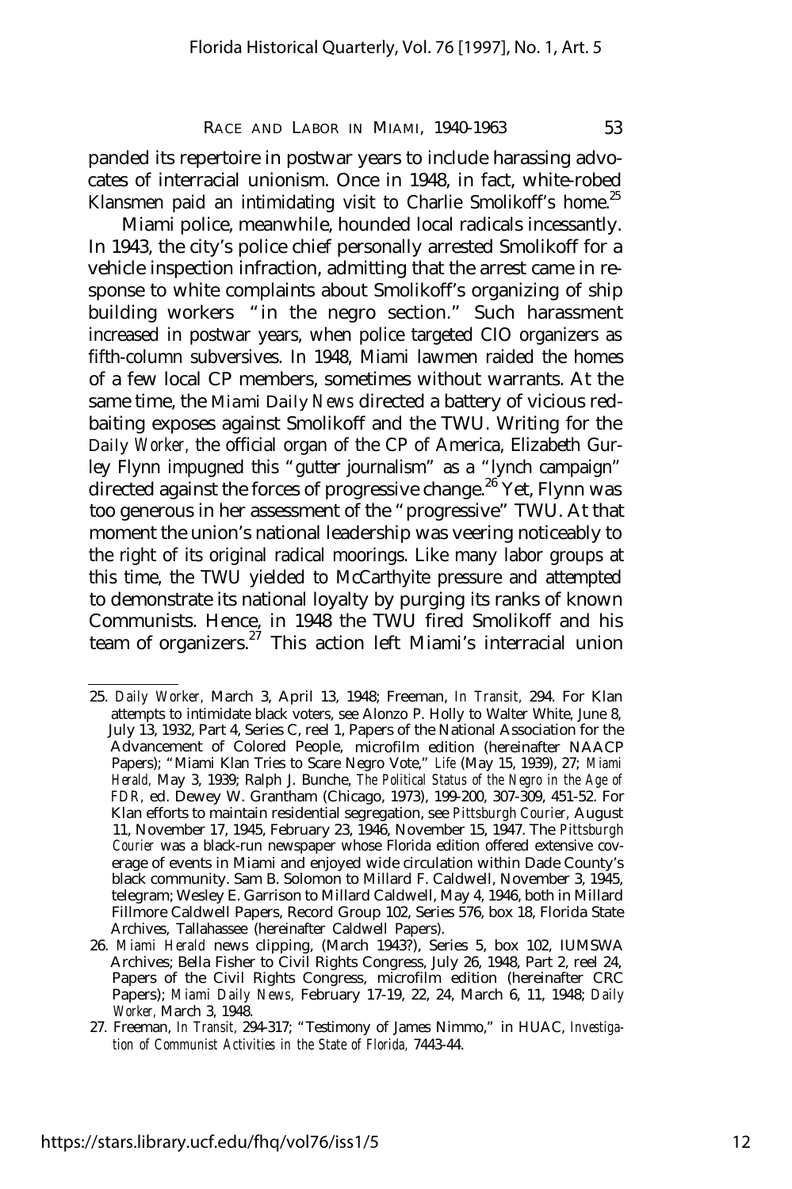panded its repertoire in postwar years to include harassing advocates of interracial unionism. Once in 1948, in fact, white-robed Klansmen paid an intimidating visit to Charlie Smolikoff's home.[25]

Miami police, meanwhile, hounded local radicals incessantly. In 1943, the city's police chief personally arrested Smolikoff for a vehicle inspection infraction, admitting that the arrest came in response to white complaints about Smolikoff's organizing of ship building workers "in the negro section." Such harassment increased in postwar years, when police targeted CIO organizers as fifth-column subversives. In 1948, Miami lawmen raided the homes of a few local CP members, sometimes without warrants. At the same time, the *Miami Daily News* directed a battery of vicious redbaiting exposes against Smolikoff and the TWU. Writing for the *Daily Worker,* the official organ of the CP of America, Elizabeth Gurley Flynn impugned this "gutter journalism" as a "lynch campaign" directed against the forces of progressive change.[26] Yet, Flynn was too generous in her assessment of the "progressive" TWU. At that moment the union's national leadership was veering noticeably to the right of its original radical moorings. Like many labor groups at this time, the TWU yielded to McCarthyite pressure and attempted to demonstrate its national loyalty by purging its ranks of known Communists. Hence, in 1948 the TWU fired Smolikoff and his team of organizers.[27] This action left Miami's interracial union

---

25. *Daily Worker,* March 3, April 13, 1948; Freeman, *In Transit,* 294. For Klan attempts to intimidate black voters, see Alonzo P. Holly to Walter White, June 8, July 13, 1932, Part 4, Series C, reel 1, Papers of the National Association for the Advancement of Colored People, microfilm edition (hereinafter NAACP Papers); "Miami Klan Tries to Scare Negro Vote," *Life* (May 15, 1939), 27; *Miami Herald,* May 3, 1939; Ralph J. Bunche, *The Political Status of the Negro in the Age of FDR,* ed. Dewey W. Grantham (Chicago, 1973), 199-200, 307-309, 451-52. For Klan efforts to maintain residential segregation, see *Pittsburgh Courier,* August 11, November 17, 1945, February 23, 1946, November 15, 1947. The *Pittsburgh Courier* was a black-run newspaper whose Florida edition offered extensive coverage of events in Miami and enjoyed wide circulation within Dade County's black community. Sam B. Solomon to Millard F. Caldwell, November 3, 1945, telegram; Wesley E. Garrison to Millard Caldwell, May 4, 1946, both in Millard Fillmore Caldwell Papers, Record Group 102, Series 576, box 18, Florida State Archives, Tallahassee (hereinafter Caldwell Papers).

26. *Miami Herald* news clipping, (March 1943?), Series 5, box 102, IUMSWA Archives; Bella Fisher to Civil Rights Congress, July 26, 1948, Part 2, reel 24, Papers of the Civil Rights Congress, microfilm edition (hereinafter CRC Papers); *Miami Daily News,* February 17-19, 22, 24, March 6, 11, 1948; *Daily Worker,* March 3, 1948.

27. Freeman, *In Transit,* 294-317; "Testimony of James Nimmo," in HUAC, *Investigation of Communist Activities in the State of Florida,* 7443-44.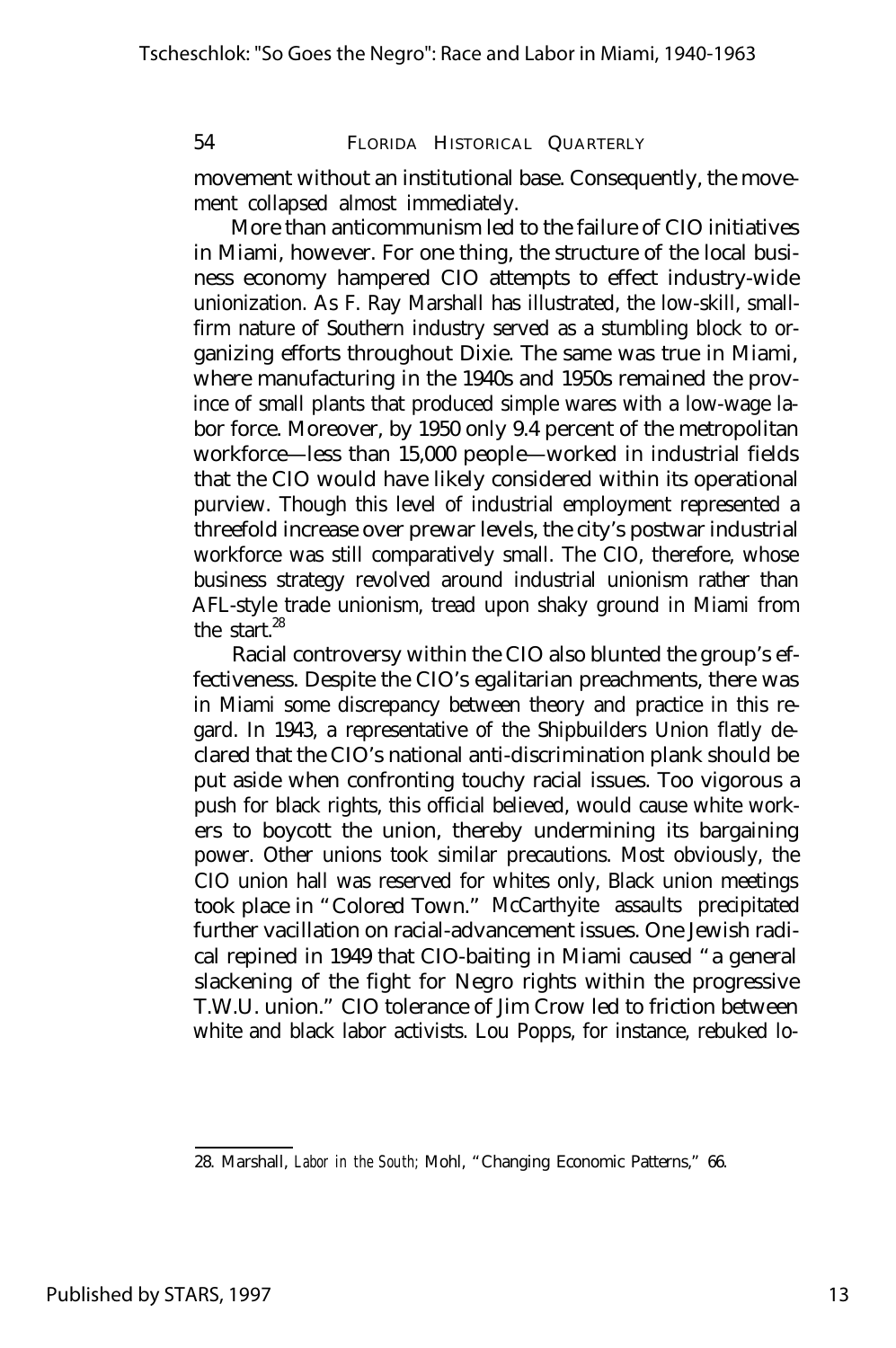movement without an institutional base. Consequently, the movement collapsed almost immediately.

More than anticommunism led to the failure of CIO initiatives in Miami, however. For one thing, the structure of the local business economy hampered CIO attempts to effect industry-wide unionization. As F. Ray Marshall has illustrated, the low-skill, small-firm nature of Southern industry served as a stumbling block to organizing efforts throughout Dixie. The same was true in Miami, where manufacturing in the 1940s and 1950s remained the province of small plants that produced simple wares with a low-wage labor force. Moreover, by 1950 only 9.4 percent of the metropolitan workforce—less than 15,000 people—worked in industrial fields that the CIO would have likely considered within its operational purview. Though this level of industrial employment represented a threefold increase over prewar levels, the city's postwar industrial workforce was still comparatively small. The CIO, therefore, whose business strategy revolved around industrial unionism rather than AFL-style trade unionism, tread upon shaky ground in Miami from the start.[28]

Racial controversy within the CIO also blunted the group's effectiveness. Despite the CIO's egalitarian preachments, there was in Miami some discrepancy between theory and practice in this regard. In 1943, a representative of the Shipbuilders Union flatly declared that the CIO's national anti-discrimination plank should be put aside when confronting touchy racial issues. Too vigorous a push for black rights, this official believed, would cause white workers to boycott the union, thereby undermining its bargaining power. Other unions took similar precautions. Most obviously, the CIO union hall was reserved for whites only, Black union meetings took place in "Colored Town." McCarthyite assaults precipitated further vacillation on racial-advancement issues. One Jewish radical repined in 1949 that CIO-baiting in Miami caused "a general slackening of the fight for Negro rights within the progressive T.W.U. union." CIO tolerance of Jim Crow led to friction between white and black labor activists. Lou Popps, for instance, rebuked lo-

28. Marshall, *Labor in the South;* Mohl, "Changing Economic Patterns," 66.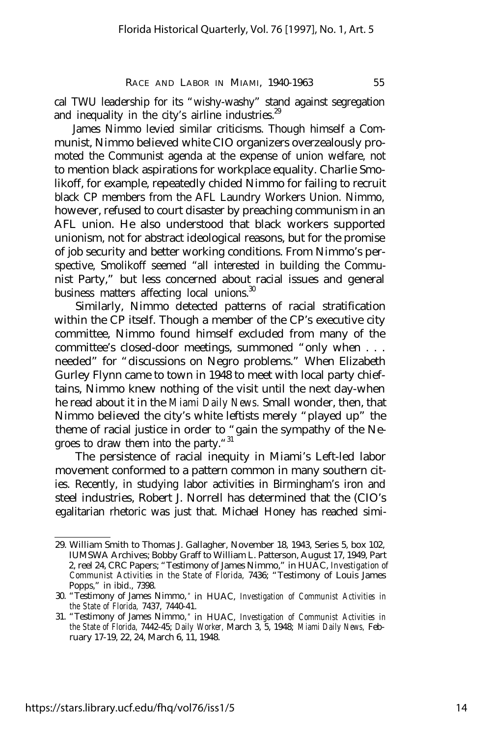cal TWU leadership for its "wishy-washy" stand against segregation and inequality in the city's airline industries.[29]

James Nimmo levied similar criticisms. Though himself a Communist, Nimmo believed white CIO organizers overzealously promoted the Communist agenda at the expense of union welfare, not to mention black aspirations for workplace equality. Charlie Smolikoff, for example, repeatedly chided Nimmo for failing to recruit black CP members from the AFL Laundry Workers Union. Nimmo, however, refused to court disaster by preaching communism in an AFL union. He also understood that black workers supported unionism, not for abstract ideological reasons, but for the promise of job security and better working conditions. From Nimmo's perspective, Smolikoff seemed "all interested in building the Communist Party," but less concerned about racial issues and general business matters affecting local unions.[30]

Similarly, Nimmo detected patterns of racial stratification within the CP itself. Though a member of the CP's executive city committee, Nimmo found himself excluded from many of the committee's closed-door meetings, summoned "only when . . . needed" for "discussions on Negro problems." When Elizabeth Gurley Flynn came to town in 1948 to meet with local party chieftains, Nimmo knew nothing of the visit until the next day-when he read about it in the *Miami Daily News.* Small wonder, then, that Nimmo believed the city's white leftists merely "played up" the theme of racial justice in order to "gain the sympathy of the Negroes to draw them into the party."[31]

The persistence of racial inequity in Miami's Left-led labor movement conformed to a pattern common in many southern cities. Recently, in studying labor activities in Birmingham's iron and steel industries, Robert J. Norrell has determined that the (CIO's egalitarian rhetoric was just that. Michael Honey has reached simi-

---

29. William Smith to Thomas J. Gallagher, November 18, 1943, Series 5, box 102, IUMSWA Archives; Bobby Graff to William L. Patterson, August 17, 1949, Part 2, reel 24, CRC Papers; "Testimony of James Nimmo," in HUAC, *Investigation of Communist Activities in the State of Florida,* 7436; "Testimony of Louis James Popps," in ibid., 7398.

30. "Testimony of James Nimmo," in HUAC, *Investigation of Communist Activities in the State of Florida,* 7437, 7440-41.

31. "Testimony of James Nimmo," in HUAC, *Investigation of Communist Activities in the State of Florida,* 7442-45; *Daily Worker,* March 3, 5, 1948; *Miami Daily News,* February 17-19, 22, 24, March 6, 11, 1948.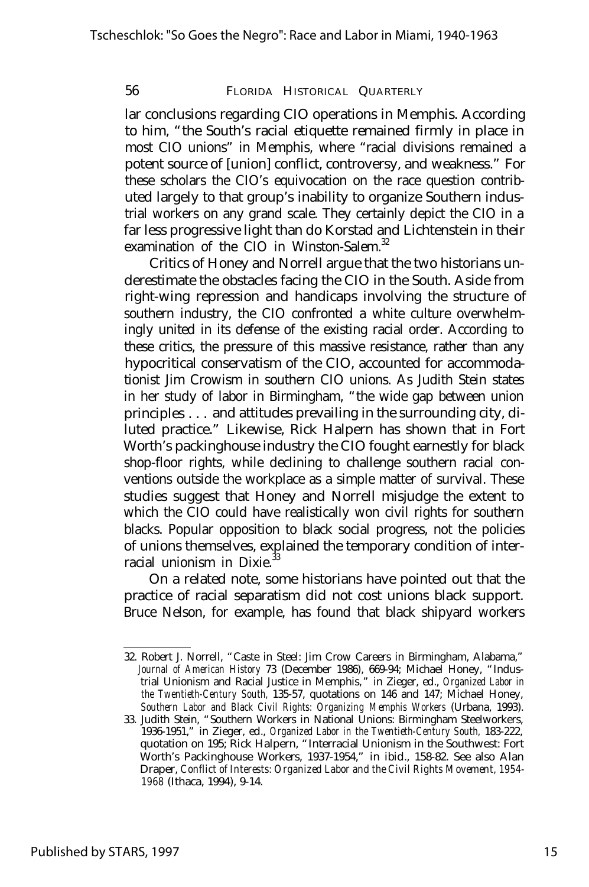lar conclusions regarding CIO operations in Memphis. According to him, "the South's racial etiquette remained firmly in place in most CIO unions" in Memphis, where "racial divisions remained a potent source of [union] conflict, controversy, and weakness." For these scholars the CIO's equivocation on the race question contributed largely to that group's inability to organize Southern industrial workers on any grand scale. They certainly depict the CIO in a far less progressive light than do Korstad and Lichtenstein in their examination of the CIO in Winston-Salem.[32]

Critics of Honey and Norrell argue that the two historians underestimate the obstacles facing the CIO in the South. Aside from right-wing repression and handicaps involving the structure of southern industry, the CIO confronted a white culture overwhelmingly united in its defense of the existing racial order. According to these critics, the pressure of this massive resistance, rather than any hypocritical conservatism of the CIO, accounted for accommodationist Jim Crowism in southern CIO unions. As Judith Stein states in her study of labor in Birmingham, "the wide gap between union principles . . . and attitudes prevailing in the surrounding city, diluted practice." Likewise, Rick Halpern has shown that in Fort Worth's packinghouse industry the CIO fought earnestly for black shop-floor rights, while declining to challenge southern racial conventions outside the workplace as a simple matter of survival. These studies suggest that Honey and Norrell misjudge the extent to which the CIO could have realistically won civil rights for southern blacks. Popular opposition to black social progress, not the policies of unions themselves, explained the temporary condition of interracial unionism in Dixie.[33]

On a related note, some historians have pointed out that the practice of racial separatism did not cost unions black support. Bruce Nelson, for example, has found that black shipyard workers

---

32. Robert J. Norrell, "Caste in Steel: Jim Crow Careers in Birmingham, Alabama," *Journal of American History* 73 (December 1986), 669-94; Michael Honey, "Industrial Unionism and Racial Justice in Memphis," in Zieger, ed., *Organized Labor in the Twentieth-Century South,* 135-57, quotations on 146 and 147; Michael Honey, *Southern Labor and Black Civil Rights: Organizing Memphis Workers* (Urbana, 1993).

33. Judith Stein, "Southern Workers in National Unions: Birmingham Steelworkers, 1936-1951," in Zieger, ed., *Organized Labor in the Twentieth-Century South,* 183-222, quotation on 195; Rick Halpern, "Interracial Unionism in the Southwest: Fort Worth's Packinghouse Workers, 1937-1954," in ibid., 158-82. See also Alan Draper, *Conflict of Interests: Organized Labor and the Civil Rights Movement, 1954-1968* (Ithaca, 1994), 9-14.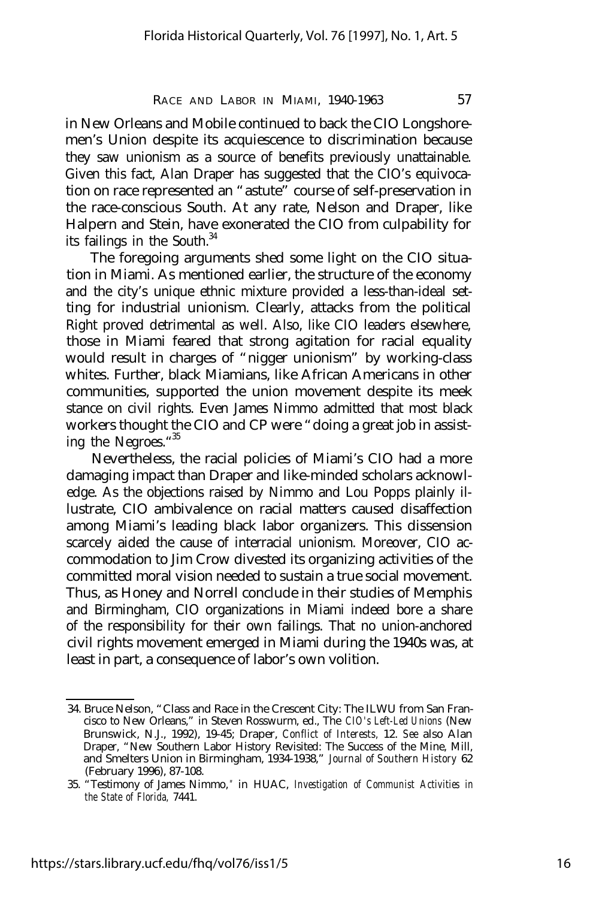in New Orleans and Mobile continued to back the CIO Longshoremen's Union despite its acquiescence to discrimination because they saw unionism as a source of benefits previously unattainable. Given this fact, Alan Draper has suggested that the CIO's equivocation on race represented an "astute" course of self-preservation in the race-conscious South. At any rate, Nelson and Draper, like Halpern and Stein, have exonerated the CIO from culpability for its failings in the South.[34]

The foregoing arguments shed some light on the CIO situation in Miami. As mentioned earlier, the structure of the economy and the city's unique ethnic mixture provided a less-than-ideal setting for industrial unionism. Clearly, attacks from the political Right proved detrimental as well. Also, like CIO leaders elsewhere, those in Miami feared that strong agitation for racial equality would result in charges of "nigger unionism" by working-class whites. Further, black Miamians, like African Americans in other communities, supported the union movement despite its meek stance on civil rights. Even James Nimmo admitted that most black workers thought the CIO and CP were "doing a great job in assisting the Negroes."[35]

Nevertheless, the racial policies of Miami's CIO had a more damaging impact than Draper and like-minded scholars acknowledge. As the objections raised by Nimmo and Lou Popps plainly illustrate, CIO ambivalence on racial matters caused disaffection among Miami's leading black labor organizers. This dissension scarcely aided the cause of interracial unionism. Moreover, CIO accommodation to Jim Crow divested its organizing activities of the committed moral vision needed to sustain a true social movement. Thus, as Honey and Norrell conclude in their studies of Memphis and Birmingham, CIO organizations in Miami indeed bore a share of the responsibility for their own failings. That no union-anchored civil rights movement emerged in Miami during the 1940s was, at least in part, a consequence of labor's own volition.

---

34. Bruce Nelson, "Class and Race in the Crescent City: The ILWU from San Francisco to New Orleans," in Steven Rosswurm, ed., The *CIO's Left-Led Unions* (New Brunswick, N.J., 1992), 19-45; Draper, *Conflict of Interests*, 12. *See* also Alan Draper, "New Southern Labor History Revisited: The Success of the Mine, Mill, and Smelters Union in Birmingham, 1934-1938," *Journal of Southern History* 62 (February 1996), 87-108.

35. "Testimony of James Nimmo," in HUAC, *Investigation of Communist Activities in the State of Florida,* 7441.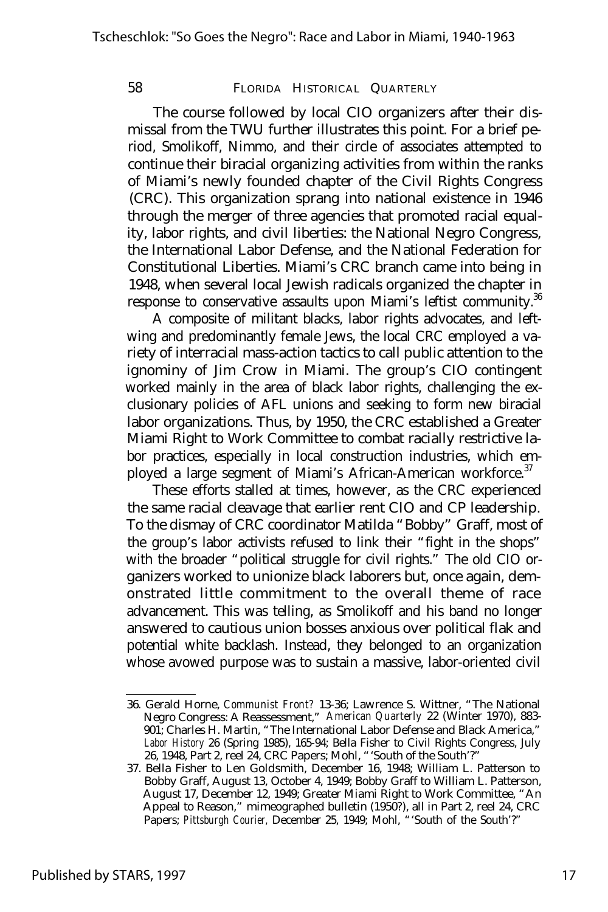The course followed by local CIO organizers after their dismissal from the TWU further illustrates this point. For a brief period, Smolikoff, Nimmo, and their circle of associates attempted to continue their biracial organizing activities from within the ranks of Miami's newly founded chapter of the Civil Rights Congress (CRC). This organization sprang into national existence in 1946 through the merger of three agencies that promoted racial equality, labor rights, and civil liberties: the National Negro Congress, the International Labor Defense, and the National Federation for Constitutional Liberties. Miami's CRC branch came into being in 1948, when several local Jewish radicals organized the chapter in response to conservative assaults upon Miami's leftist community.[36]

A composite of militant blacks, labor rights advocates, and left-wing and predominantly female Jews, the local CRC employed a variety of interracial mass-action tactics to call public attention to the ignominy of Jim Crow in Miami. The group's CIO contingent worked mainly in the area of black labor rights, challenging the exclusionary policies of AFL unions and seeking to form new biracial labor organizations. Thus, by 1950, the CRC established a Greater Miami Right to Work Committee to combat racially restrictive labor practices, especially in local construction industries, which employed a large segment of Miami's African-American workforce.[37]

These efforts stalled at times, however, as the CRC experienced the same racial cleavage that earlier rent CIO and CP leadership. To the dismay of CRC coordinator Matilda "Bobby" Graff, most of the group's labor activists refused to link their "fight in the shops" with the broader "political struggle for civil rights." The old CIO organizers worked to unionize black laborers but, once again, demonstrated little commitment to the overall theme of race advancement. This was telling, as Smolikoff and his band no longer answered to cautious union bosses anxious over political flak and potential white backlash. Instead, they belonged to an organization whose avowed purpose was to sustain a massive, labor-oriented civil

---

36. Gerald Horne, *Communist Front?* 13-36; Lawrence S. Wittner, "The National Negro Congress: A Reassessment," *American Quarterly* 22 (Winter 1970), 883-901; Charles H. Martin, "The International Labor Defense and Black America," *Labor History* 26 (Spring 1985), 165-94; Bella Fisher to Civil Rights Congress, July 26, 1948, Part 2, reel 24, CRC Papers; Mohl, "'South of the South'?"

37. Bella Fisher to Len Goldsmith, December 16, 1948; William L. Patterson to Bobby Graff, August 13, October 4, 1949; Bobby Graff to William L. Patterson, August 17, December 12, 1949; Greater Miami Right to Work Committee, "An Appeal to Reason," mimeographed bulletin (1950?), all in Part 2, reel 24, CRC Papers; *Pittsburgh Courier,* December 25, 1949; Mohl, "'South of the South'?"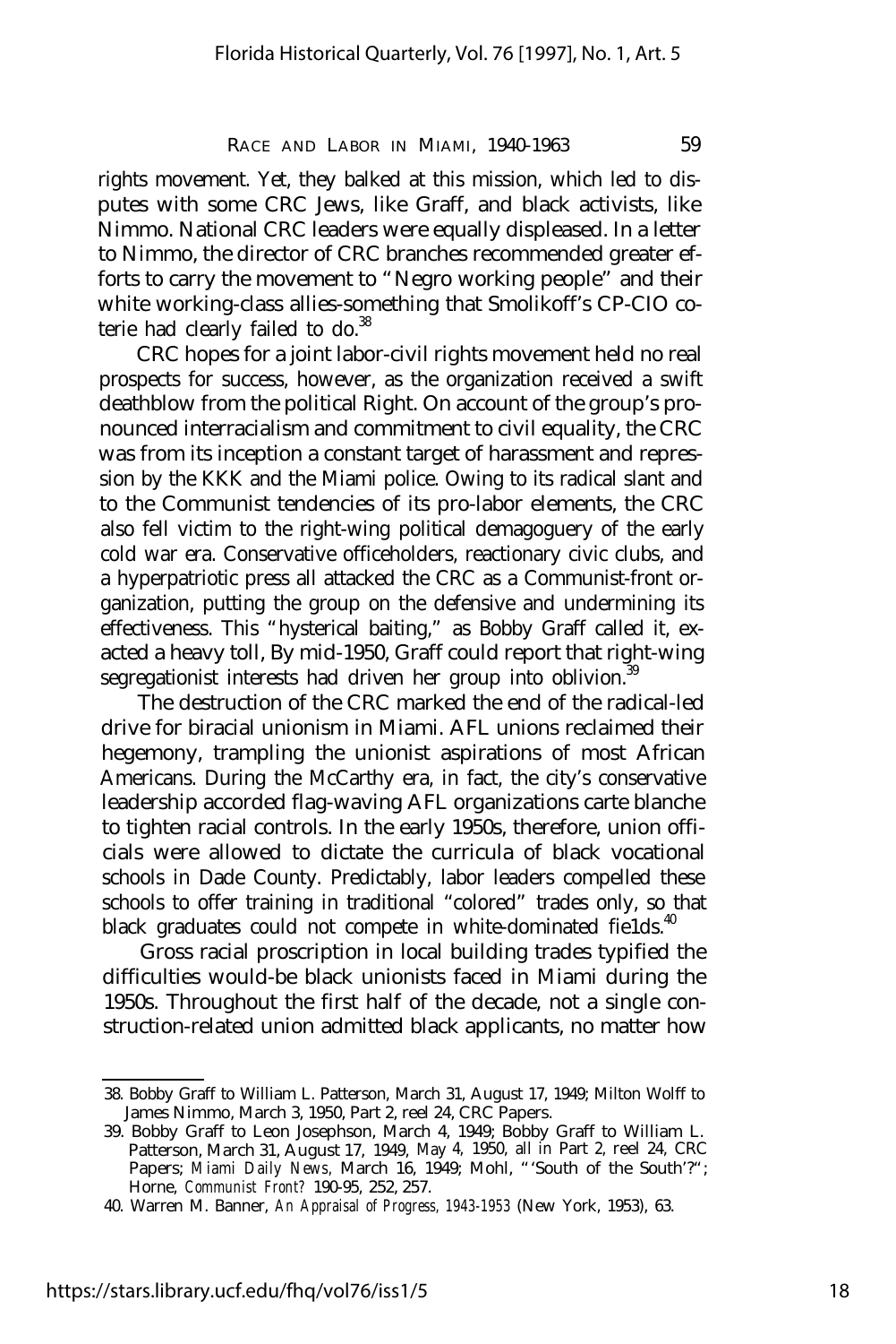rights movement. Yet, they balked at this mission, which led to disputes with some CRC Jews, like Graff, and black activists, like Nimmo. National CRC leaders were equally displeased. In a letter to Nimmo, the director of CRC branches recommended greater efforts to carry the movement to "Negro working people" and their white working-class allies-something that Smolikoff's CP-CIO coterie had clearly failed to do.[38]

CRC hopes for a joint labor-civil rights movement held no real prospects for success, however, as the organization received a swift deathblow from the political Right. On account of the group's pronounced interracialism and commitment to civil equality, the CRC was from its inception a constant target of harassment and repression by the KKK and the Miami police. Owing to its radical slant and to the Communist tendencies of its pro-labor elements, the CRC also fell victim to the right-wing political demagoguery of the early cold war era. Conservative officeholders, reactionary civic clubs, and a hyperpatriotic press all attacked the CRC as a Communist-front organization, putting the group on the defensive and undermining its effectiveness. This "hysterical baiting," as Bobby Graff called it, exacted a heavy toll, By mid-1950, Graff could report that right-wing segregationist interests had driven her group into oblivion.[39]

The destruction of the CRC marked the end of the radical-led drive for biracial unionism in Miami. AFL unions reclaimed their hegemony, trampling the unionist aspirations of most African Americans. During the McCarthy era, in fact, the city's conservative leadership accorded flag-waving AFL organizations carte blanche to tighten racial controls. In the early 1950s, therefore, union officials were allowed to dictate the curricula of black vocational schools in Dade County. Predictably, labor leaders compelled these schools to offer training in traditional "colored" trades only, so that black graduates could not compete in white-dominated fie1ds.[40]

Gross racial proscription in local building trades typified the difficulties would-be black unionists faced in Miami during the 1950s. Throughout the first half of the decade, not a single construction-related union admitted black applicants, no matter how

---

38. Bobby Graff to William L. Patterson, March 31, August 17, 1949; Milton Wolff to James Nimmo, March 3, 1950, Part 2, reel 24, CRC Papers.

39. Bobby Graff to Leon Josephson, March 4, 1949; Bobby Graff to William L. Patterson, March 31, August 17, 1949, May 4, 1950, all in Part 2, reel 24, CRC Papers; *Miami Daily News*, March 16, 1949; Mohl, "'South of the South'?"; Horne, *Communist Front?* 190-95, 252, 257.

40. Warren M. Banner, *An Appraisal of Progress, 1943-1953* (New York, 1953), 63.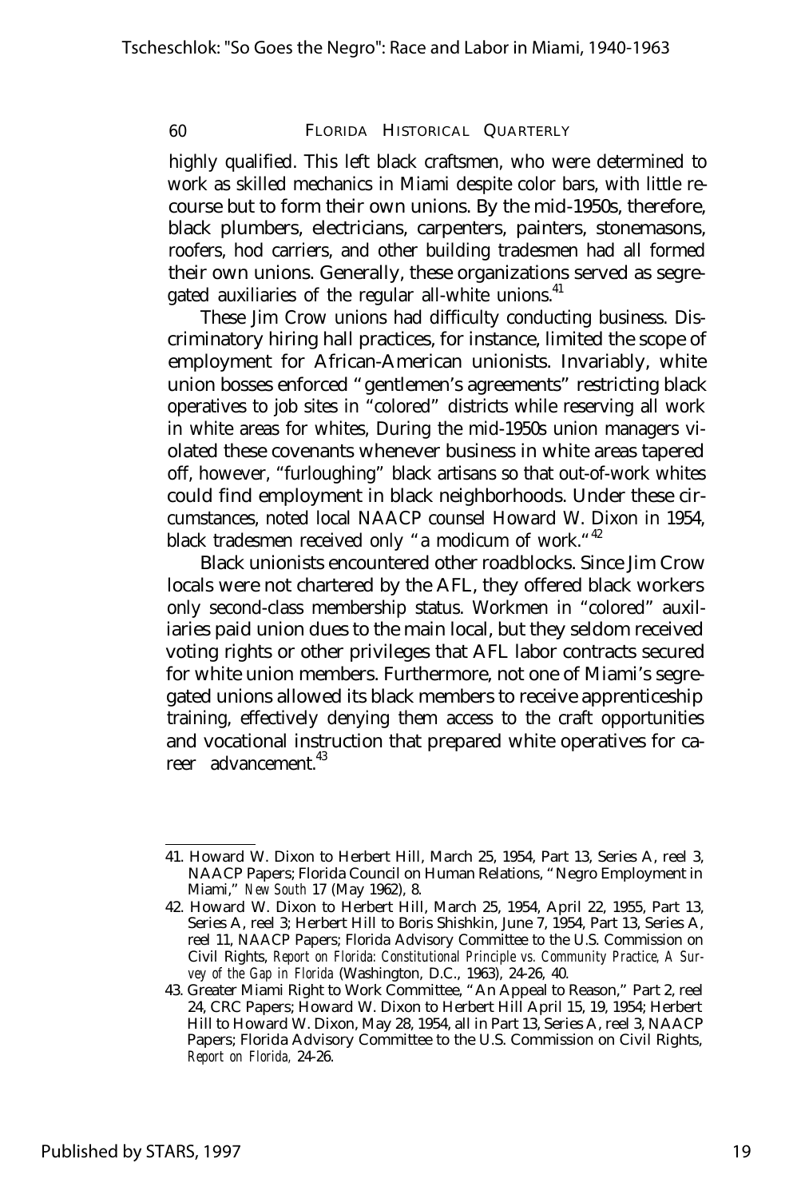highly qualified. This left black craftsmen, who were determined to work as skilled mechanics in Miami despite color bars, with little recourse but to form their own unions. By the mid-1950s, therefore, black plumbers, electricians, carpenters, painters, stonemasons, roofers, hod carriers, and other building tradesmen had all formed their own unions. Generally, these organizations served as segregated auxiliaries of the regular all-white unions.[41]

These Jim Crow unions had difficulty conducting business. Discriminatory hiring hall practices, for instance, limited the scope of employment for African-American unionists. Invariably, white union bosses enforced "gentlemen's agreements" restricting black operatives to job sites in "colored" districts while reserving all work in white areas for whites, During the mid-1950s union managers violated these covenants whenever business in white areas tapered off, however, "furloughing" black artisans so that out-of-work whites could find employment in black neighborhoods. Under these circumstances, noted local NAACP counsel Howard W. Dixon in 1954, black tradesmen received only "a modicum of work."[42]

Black unionists encountered other roadblocks. Since Jim Crow locals were not chartered by the AFL, they offered black workers only second-class membership status. Workmen in "colored" auxiliaries paid union dues to the main local, but they seldom received voting rights or other privileges that AFL labor contracts secured for white union members. Furthermore, not one of Miami's segregated unions allowed its black members to receive apprenticeship training, effectively denying them access to the craft opportunities and vocational instruction that prepared white operatives for career advancement.[43]

---

41. Howard W. Dixon to Herbert Hill, March 25, 1954, Part 13, Series A, reel 3, NAACP Papers; Florida Council on Human Relations, "Negro Employment in Miami," *New South* 17 (May 1962), 8.

42. Howard W. Dixon to Herbert Hill, March 25, 1954, April 22, 1955, Part 13, Series A, reel 3; Herbert Hill to Boris Shishkin, June 7, 1954, Part 13, Series A, reel 11, NAACP Papers; Florida Advisory Committee to the U.S. Commission on Civil Rights, *Report on Florida: Constitutional Principle vs. Community Practice, A Survey of the Gap in Florida* (Washington, D.C., 1963), 24-26, 40.

43. Greater Miami Right to Work Committee, "An Appeal to Reason," Part 2, reel 24, CRC Papers; Howard W. Dixon to Herbert Hill April 15, 19, 1954; Herbert Hill to Howard W. Dixon, May 28, 1954, all in Part 13, Series A, reel 3, NAACP Papers; Florida Advisory Committee to the U.S. Commission on Civil Rights, *Report on Florida,* 24-26.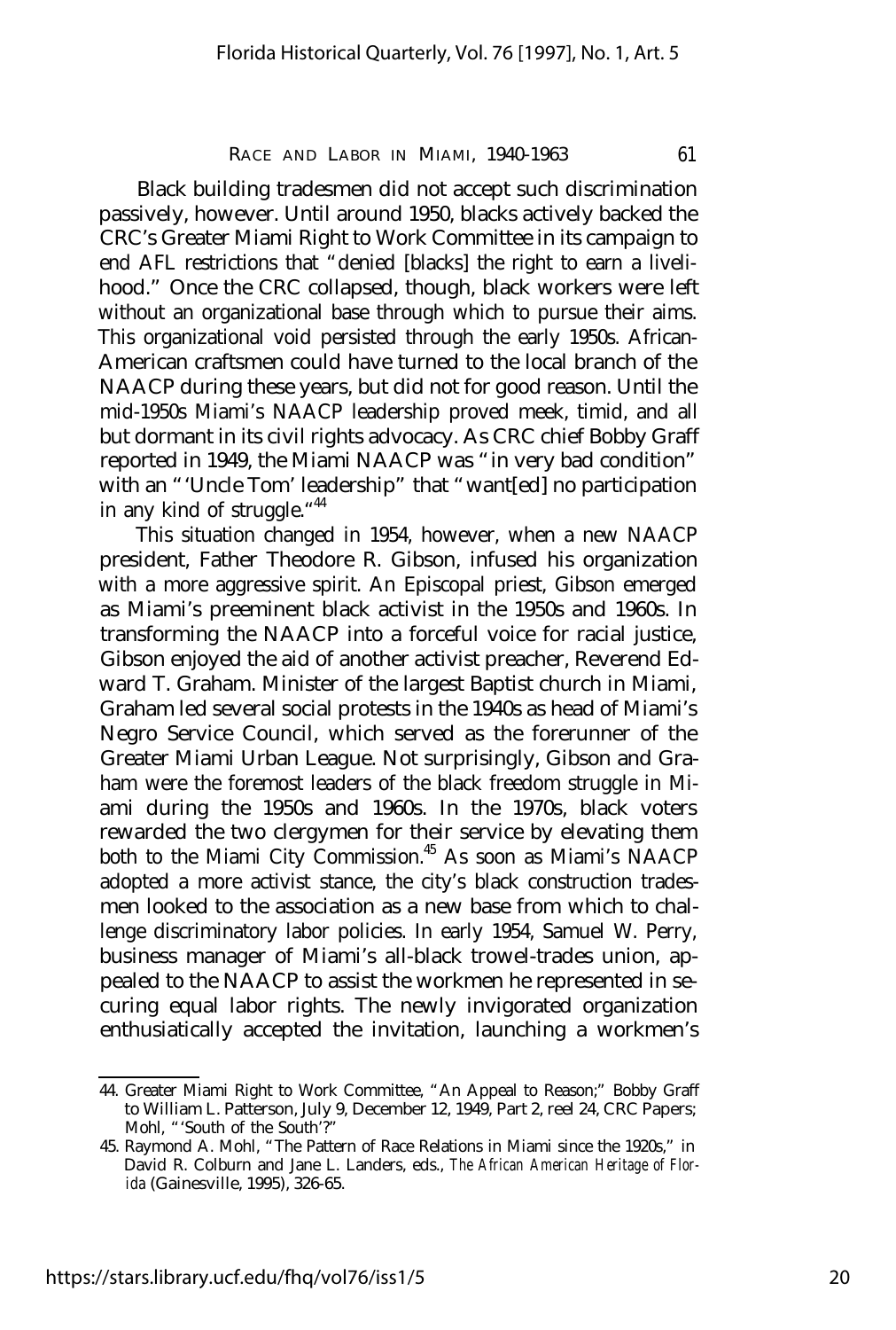Black building tradesmen did not accept such discrimination passively, however. Until around 1950, blacks actively backed the CRC's Greater Miami Right to Work Committee in its campaign to end AFL restrictions that "denied [blacks] the right to earn a livelihood." Once the CRC collapsed, though, black workers were left without an organizational base through which to pursue their aims. This organizational void persisted through the early 1950s. African-American craftsmen could have turned to the local branch of the NAACP during these years, but did not for good reason. Until the mid-1950s Miami's NAACP leadership proved meek, timid, and all but dormant in its civil rights advocacy. As CRC chief Bobby Graff reported in 1949, the Miami NAACP was "in very bad condition" with an "'Uncle Tom' leadership" that "want[ed] no participation in any kind of struggle."[44]

This situation changed in 1954, however, when a new NAACP president, Father Theodore R. Gibson, infused his organization with a more aggressive spirit. An Episcopal priest, Gibson emerged as Miami's preeminent black activist in the 1950s and 1960s. In transforming the NAACP into a forceful voice for racial justice, Gibson enjoyed the aid of another activist preacher, Reverend Edward T. Graham. Minister of the largest Baptist church in Miami, Graham led several social protests in the 1940s as head of Miami's Negro Service Council, which served as the forerunner of the Greater Miami Urban League. Not surprisingly, Gibson and Graham were the foremost leaders of the black freedom struggle in Miami during the 1950s and 1960s. In the 1970s, black voters rewarded the two clergymen for their service by elevating them both to the Miami City Commission.[45] As soon as Miami's NAACP adopted a more activist stance, the city's black construction tradesmen looked to the association as a new base from which to challenge discriminatory labor policies. In early 1954, Samuel W. Perry, business manager of Miami's all-black trowel-trades union, appealed to the NAACP to assist the workmen he represented in securing equal labor rights. The newly invigorated organization enthusiatically accepted the invitation, launching a workmen's

---

44. Greater Miami Right to Work Committee, "An Appeal to Reason;" Bobby Graff to William L. Patterson, July 9, December 12, 1949, Part 2, reel 24, CRC Papers; Mohl, "'South of the South'?"

45. Raymond A. Mohl, "The Pattern of Race Relations in Miami since the 1920s," in David R. Colburn and Jane L. Landers, eds., *The African American Heritage of Florida* (Gainesville, 1995), 326-65.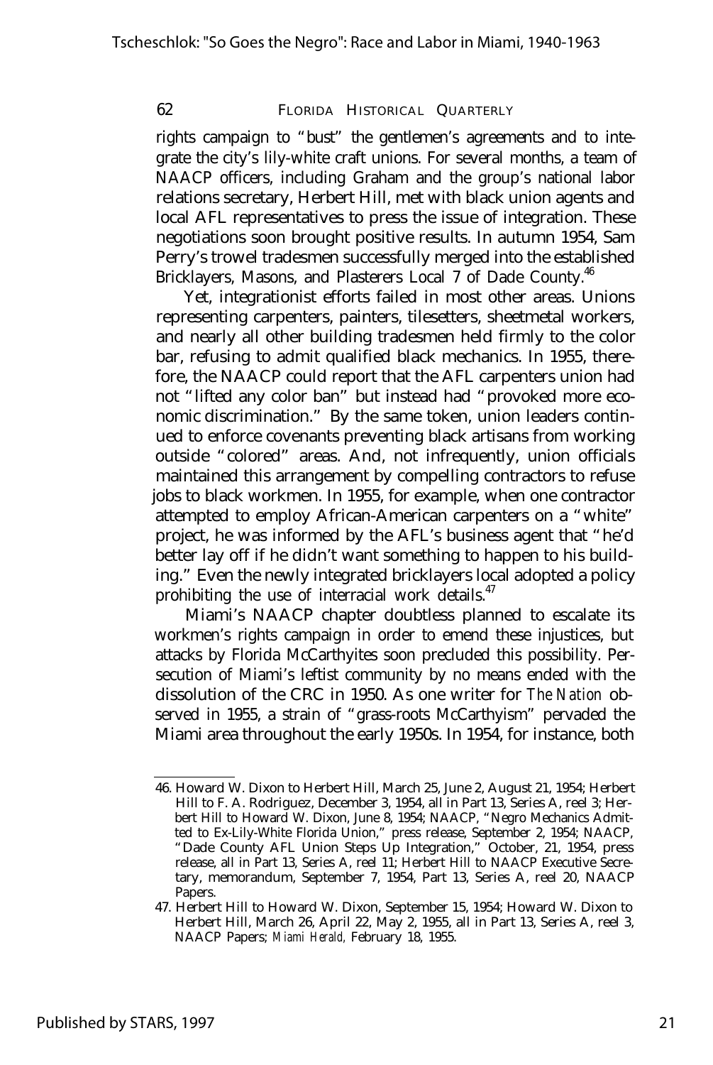rights campaign to "bust" the gentlemen's agreements and to integrate the city's lily-white craft unions. For several months, a team of NAACP officers, including Graham and the group's national labor relations secretary, Herbert Hill, met with black union agents and local AFL representatives to press the issue of integration. These negotiations soon brought positive results. In autumn 1954, Sam Perry's trowel tradesmen successfully merged into the established Bricklayers, Masons, and Plasterers Local 7 of Dade County.[46]

Yet, integrationist efforts failed in most other areas. Unions representing carpenters, painters, tilesetters, sheetmetal workers, and nearly all other building tradesmen held firmly to the color bar, refusing to admit qualified black mechanics. In 1955, therefore, the NAACP could report that the AFL carpenters union had not "lifted any color ban" but instead had "provoked more economic discrimination." By the same token, union leaders continued to enforce covenants preventing black artisans from working outside "colored" areas. And, not infrequently, union officials maintained this arrangement by compelling contractors to refuse jobs to black workmen. In 1955, for example, when one contractor attempted to employ African-American carpenters on a "white" project, he was informed by the AFL's business agent that "he'd better lay off if he didn't want something to happen to his building." Even the newly integrated bricklayers local adopted a policy prohibiting the use of interracial work details.[47]

Miami's NAACP chapter doubtless planned to escalate its workmen's rights campaign in order to emend these injustices, but attacks by Florida McCarthyites soon precluded this possibility. Persecution of Miami's leftist community by no means ended with the dissolution of the CRC in 1950. As one writer for *The Nation* observed in 1955, a strain of "grass-roots McCarthyism" pervaded the Miami area throughout the early 1950s. In 1954, for instance, both

---

46. Howard W. Dixon to Herbert Hill, March 25, June 2, August 21, 1954; Herbert Hill to F. A. Rodriguez, December 3, 1954, all in Part 13, Series A, reel 3; Herbert Hill to Howard W. Dixon, June 8, 1954; NAACP, "Negro Mechanics Admitted to Ex-Lily-White Florida Union," press release, September 2, 1954; NAACP, "Dade County AFL Union Steps Up Integration," October, 21, 1954, press release, all in Part 13, Series A, reel 11; Herbert Hill to NAACP Executive Secretary, memorandum, September 7, 1954, Part 13, Series A, reel 20, NAACP Papers.

47. Herbert Hill to Howard W. Dixon, September 15, 1954; Howard W. Dixon to Herbert Hill, March 26, April 22, May 2, 1955, all in Part 13, Series A, reel 3, NAACP Papers; *Miami Herald*, February 18, 1955.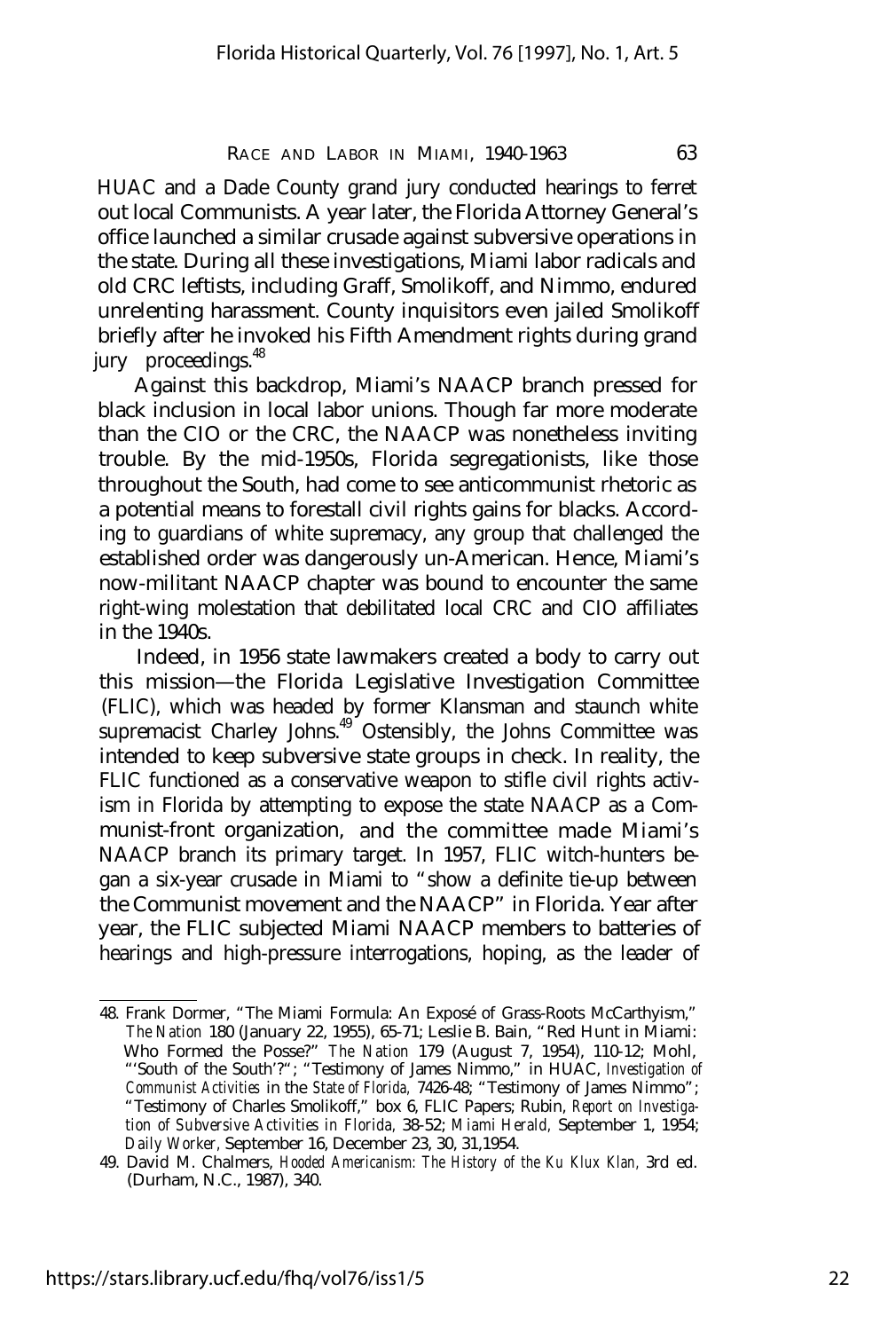HUAC and a Dade County grand jury conducted hearings to ferret out local Communists. A year later, the Florida Attorney General's office launched a similar crusade against subversive operations in the state. During all these investigations, Miami labor radicals and old CRC leftists, including Graff, Smolikoff, and Nimmo, endured unrelenting harassment. County inquisitors even jailed Smolikoff briefly after he invoked his Fifth Amendment rights during grand jury proceedings.[48]

Against this backdrop, Miami's NAACP branch pressed for black inclusion in local labor unions. Though far more moderate than the CIO or the CRC, the NAACP was nonetheless inviting trouble. By the mid-1950s, Florida segregationists, like those throughout the South, had come to see anticommunist rhetoric as a potential means to forestall civil rights gains for blacks. According to guardians of white supremacy, any group that challenged the established order was dangerously un-American. Hence, Miami's now-militant NAACP chapter was bound to encounter the same right-wing molestation that debilitated local CRC and CIO affiliates in the 1940s.

Indeed, in 1956 state lawmakers created a body to carry out this mission—the Florida Legislative Investigation Committee (FLIC), which was headed by former Klansman and staunch white supremacist Charley Johns.[49] Ostensibly, the Johns Committee was intended to keep subversive state groups in check. In reality, the FLIC functioned as a conservative weapon to stifle civil rights activism in Florida by attempting to expose the state NAACP as a Communist-front organization, and the committee made Miami's NAACP branch its primary target. In 1957, FLIC witch-hunters began a six-year crusade in Miami to "show a definite tie-up between the Communist movement and the NAACP" in Florida. Year after year, the FLIC subjected Miami NAACP members to batteries of hearings and high-pressure interrogations, hoping, as the leader of

---

48. Frank Dormer, "The Miami Formula: An Exposé of Grass-Roots McCarthyism," *The Nation* 180 (January 22, 1955), 65-71; Leslie B. Bain, "Red Hunt in Miami: Who Formed the Posse?" *The Nation* 179 (August 7, 1954), 110-12; Mohl, "'South of the South'?"; "Testimony of James Nimmo," in HUAC, *Investigation of Communist Activities* in the *State of Florida,* 7426-48; "Testimony of James Nimmo"; "Testimony of Charles Smolikoff," box 6, FLIC Papers; Rubin, *Report on Investigation of Subversive Activities in Florida,* 38-52; *Miami Herald,* September 1, 1954; *Daily Worker,* September 16, December 23, 30, 31,1954.

49. David M. Chalmers, *Hooded Americanism: The History of the Ku Klux Klan,* 3rd ed. (Durham, N.C., 1987), 340.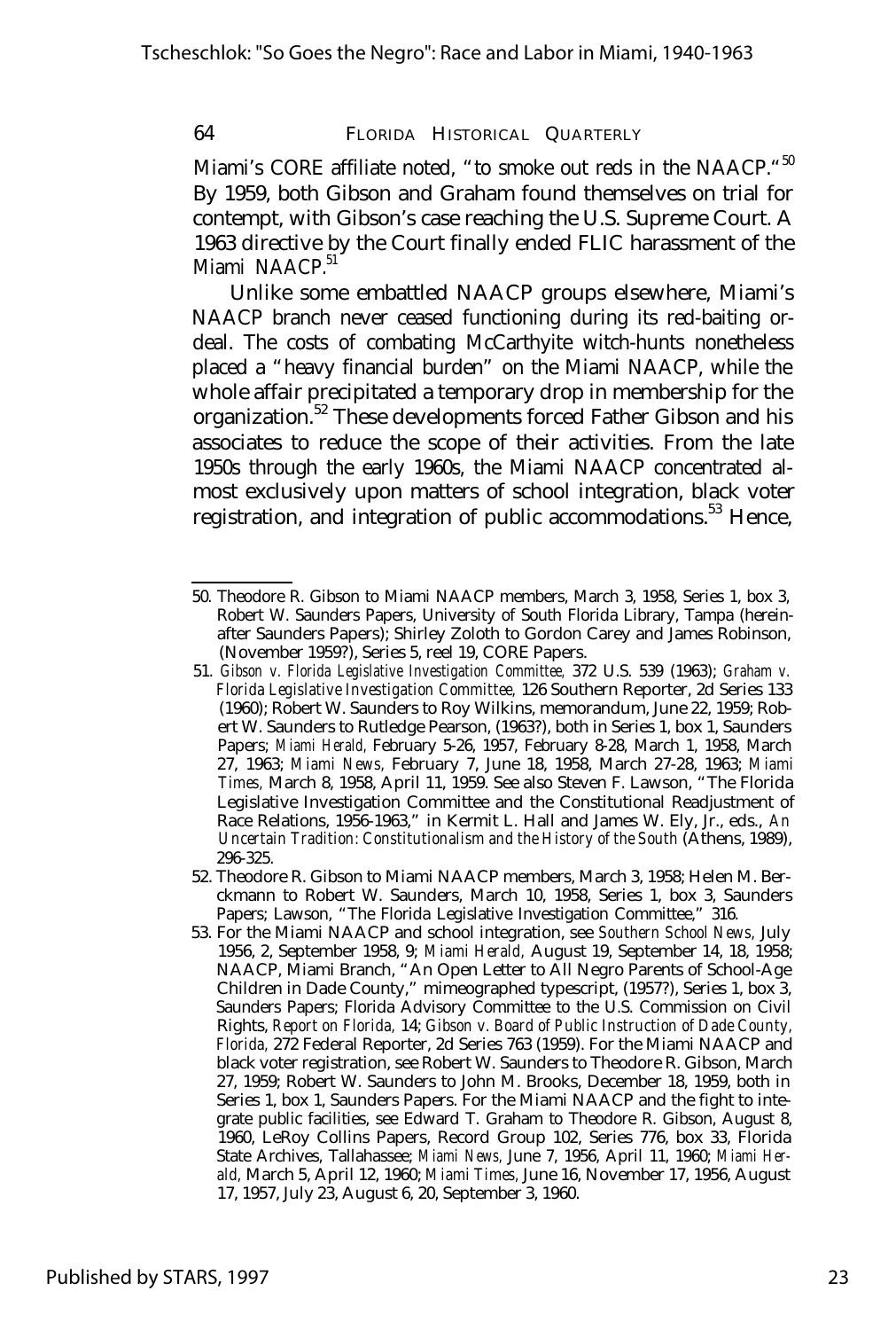Miami's CORE affiliate noted, "to smoke out reds in the NAACP."[50] By 1959, both Gibson and Graham found themselves on trial for contempt, with Gibson's case reaching the U.S. Supreme Court. A 1963 directive by the Court finally ended FLIC harassment of the Miami NAACP.[51]

Unlike some embattled NAACP groups elsewhere, Miami's NAACP branch never ceased functioning during its red-baiting ordeal. The costs of combating McCarthyite witch-hunts nonetheless placed a "heavy financial burden" on the Miami NAACP, while the whole affair precipitated a temporary drop in membership for the organization.[52] These developments forced Father Gibson and his associates to reduce the scope of their activities. From the late 1950s through the early 1960s, the Miami NAACP concentrated almost exclusively upon matters of school integration, black voter registration, and integration of public accommodations.[53] Hence,

---

50. Theodore R. Gibson to Miami NAACP members, March 3, 1958, Series 1, box 3, Robert W. Saunders Papers, University of South Florida Library, Tampa (hereinafter Saunders Papers); Shirley Zoloth to Gordon Carey and James Robinson, (November 1959?), Series 5, reel 19, CORE Papers.

51. *Gibson v. Florida Legislative Investigation Committee,* 372 U.S. 539 (1963); *Graham v. Florida Legislative Investigation Committee,* 126 Southern Reporter, 2d Series 133 (1960); Robert W. Saunders to Roy Wilkins, memorandum, June 22, 1959; Robert W. Saunders to Rutledge Pearson, (1963?), both in Series 1, box 1, Saunders Papers; *Miami Herald,* February 5-26, 1957, February 8-28, March 1, 1958, March 27, 1963; *Miami News,* February 7, June 18, 1958, March 27-28, 1963; *Miami Times,* March 8, 1958, April 11, 1959. See also Steven F. Lawson, "The Florida Legislative Investigation Committee and the Constitutional Readjustment of Race Relations, 1956-1963," in Kermit L. Hall and James W. Ely, Jr., eds., *An Uncertain Tradition: Constitutionalism and the History of the South* (Athens, 1989), 296-325.

52. Theodore R. Gibson to Miami NAACP members, March 3, 1958; Helen M. Berckmann to Robert W. Saunders, March 10, 1958, Series 1, box 3, Saunders Papers; Lawson, "The Florida Legislative Investigation Committee," 316.

53. For the Miami NAACP and school integration, see *Southern School News,* July 1956, 2, September 1958, 9; *Miami Herald,* August 19, September 14, 18, 1958; NAACP, Miami Branch, "An Open Letter to All Negro Parents of School-Age Children in Dade County," mimeographed typescript, (1957?), Series 1, box 3, Saunders Papers; Florida Advisory Committee to the U.S. Commission on Civil Rights, *Report on Florida,* 14; *Gibson v. Board of Public Instruction of Dade County, Florida,* 272 Federal Reporter, 2d Series 763 (1959). For the Miami NAACP and black voter registration, see Robert W. Saunders to Theodore R. Gibson, March 27, 1959; Robert W. Saunders to John M. Brooks, December 18, 1959, both in Series 1, box 1, Saunders Papers. For the Miami NAACP and the fight to integrate public facilities, see Edward T. Graham to Theodore R. Gibson, August 8, 1960, LeRoy Collins Papers, Record Group 102, Series 776, box 33, Florida State Archives, Tallahassee; *Miami News,* June 7, 1956, April 11, 1960; *Miami Herald,* March 5, April 12, 1960; *Miami Times,* June 16, November 17, 1956, August 17, 1957, July 23, August 6, 20, September 3, 1960.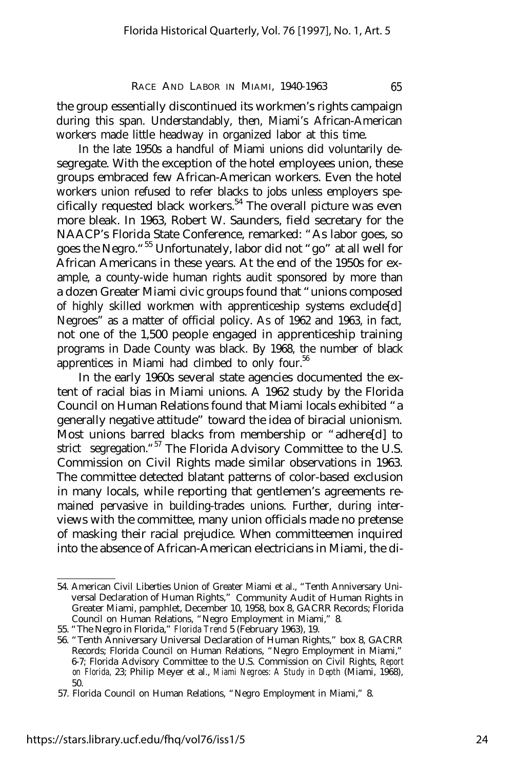the group essentially discontinued its workmen's rights campaign during this span. Understandably, then, Miami's African-American workers made little headway in organized labor at this time.

In the late 1950s a handful of Miami unions did voluntarily desegregate. With the exception of the hotel employees union, these groups embraced few African-American workers. Even the hotel workers union refused to refer blacks to jobs unless employers specifically requested black workers.[54] The overall picture was even more bleak. In 1963, Robert W. Saunders, field secretary for the NAACP's Florida State Conference, remarked: "As labor goes, so goes the Negro."[55] Unfortunately, labor did not "go" at all well for African Americans in these years. At the end of the 1950s for example, a county-wide human rights audit sponsored by more than a dozen Greater Miami civic groups found that "unions composed of highly skilled workmen with apprenticeship systems exclude[d] Negroes" as a matter of official policy. As of 1962 and 1963, in fact, not one of the 1,500 people engaged in apprenticeship training programs in Dade County was black. By 1968, the number of black apprentices in Miami had climbed to only four.[56]

In the early 1960s several state agencies documented the extent of racial bias in Miami unions. A 1962 study by the Florida Council on Human Relations found that Miami locals exhibited "a generally negative attitude" toward the idea of biracial unionism. Most unions barred blacks from membership or "adhere[d] to strict segregation."[57] The Florida Advisory Committee to the U.S. Commission on Civil Rights made similar observations in 1963. The committee detected blatant patterns of color-based exclusion in many locals, while reporting that gentlemen's agreements remained pervasive in building-trades unions. Further, during interviews with the committee, many union officials made no pretense of masking their racial prejudice. When committeemen inquired into the absence of African-American electricians in Miami, the di-

---

54. American Civil Liberties Union of Greater Miami et al., "Tenth Anniversary Universal Declaration of Human Rights," Community Audit of Human Rights in Greater Miami, pamphlet, December 10, 1958, box 8, GACRR Records; Florida Council on Human Relations, "Negro Employment in Miami," 8.

55. "The Negro in Florida," *Florida Trend* 5 (February 1963), 19.

56. "Tenth Anniversary Universal Declaration of Human Rights," box 8, GACRR Records; Florida Council on Human Relations, "Negro Employment in Miami," 6-7; Florida Advisory Committee to the U.S. Commission on Civil Rights, *Report on Florida*, 23; Philip Meyer et al., *Miami Negroes: A Study in Depth* (Miami, 1968), 50.

57. Florida Council on Human Relations, "Negro Employment in Miami," 8.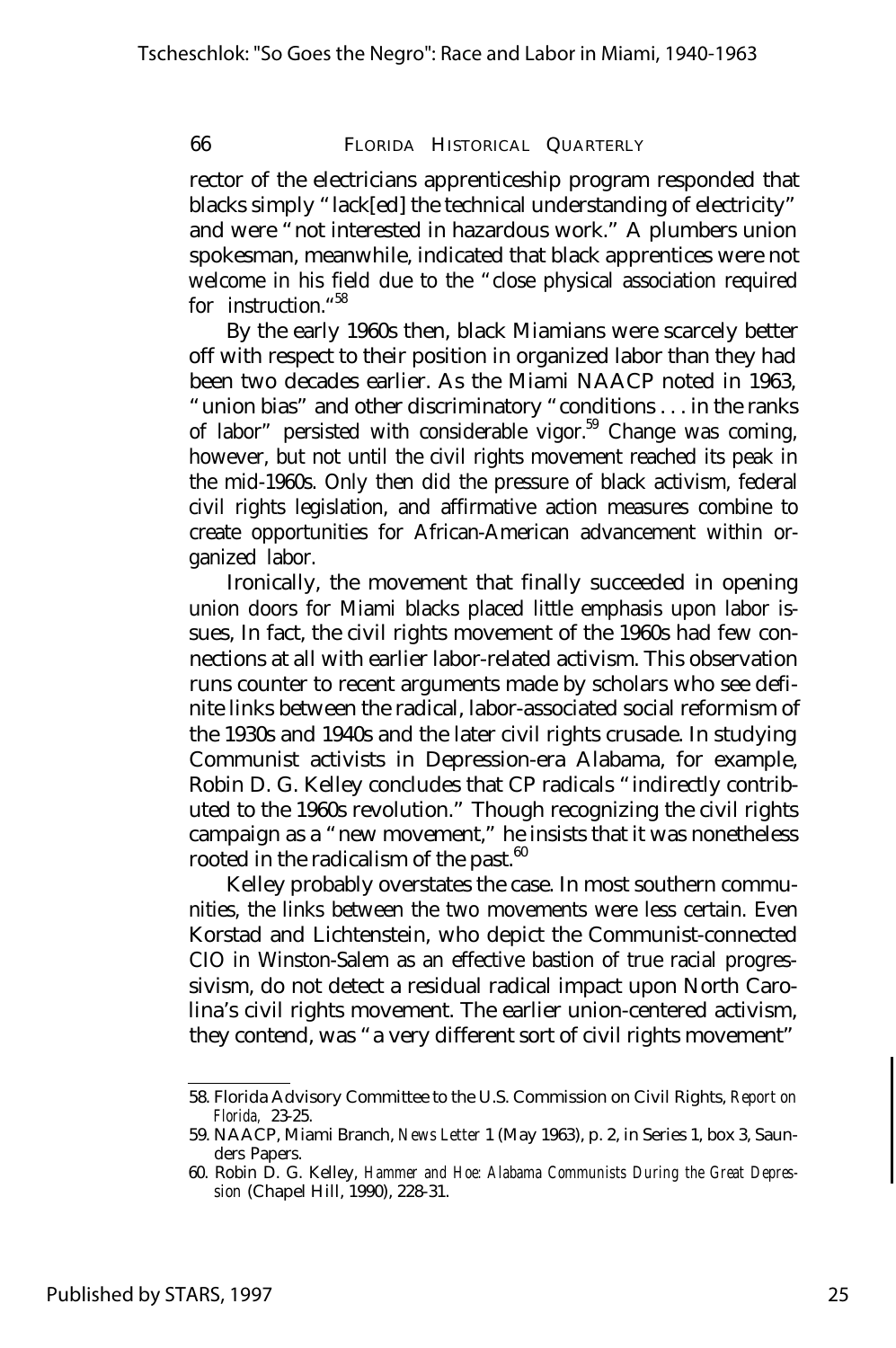rector of the electricians apprenticeship program responded that blacks simply "lack[ed] the technical understanding of electricity" and were "not interested in hazardous work." A plumbers union spokesman, meanwhile, indicated that black apprentices were not welcome in his field due to the "close physical association required for instruction."[58]

By the early 1960s then, black Miamians were scarcely better off with respect to their position in organized labor than they had been two decades earlier. As the Miami NAACP noted in 1963, "union bias" and other discriminatory "conditions . . . in the ranks of labor" persisted with considerable vigor.[59] Change was coming, however, but not until the civil rights movement reached its peak in the mid-1960s. Only then did the pressure of black activism, federal civil rights legislation, and affirmative action measures combine to create opportunities for African-American advancement within organized labor.

Ironically, the movement that finally succeeded in opening union doors for Miami blacks placed little emphasis upon labor issues, In fact, the civil rights movement of the 1960s had few connections at all with earlier labor-related activism. This observation runs counter to recent arguments made by scholars who see definite links between the radical, labor-associated social reformism of the 1930s and 1940s and the later civil rights crusade. In studying Communist activists in Depression-era Alabama, for example, Robin D. G. Kelley concludes that CP radicals "indirectly contributed to the 1960s revolution." Though recognizing the civil rights campaign as a "new movement," he insists that it was nonetheless rooted in the radicalism of the past.[60]

Kelley probably overstates the case. In most southern communities, the links between the two movements were less certain. Even Korstad and Lichtenstein, who depict the Communist-connected CIO in Winston-Salem as an effective bastion of true racial progressivism, do not detect a residual radical impact upon North Carolina's civil rights movement. The earlier union-centered activism, they contend, was "a very different sort of civil rights movement"

58. Florida Advisory Committee to the U.S. Commission on Civil Rights, *Report on Florida,* 23-25.

59. NAACP, Miami Branch, *News Letter* 1 (May 1963), p. 2, in Series 1, box 3, Saunders Papers.

60. Robin D. G. Kelley, *Hammer and Hoe: Alabama Communists During the Great Depression* (Chapel Hill, 1990), 228-31.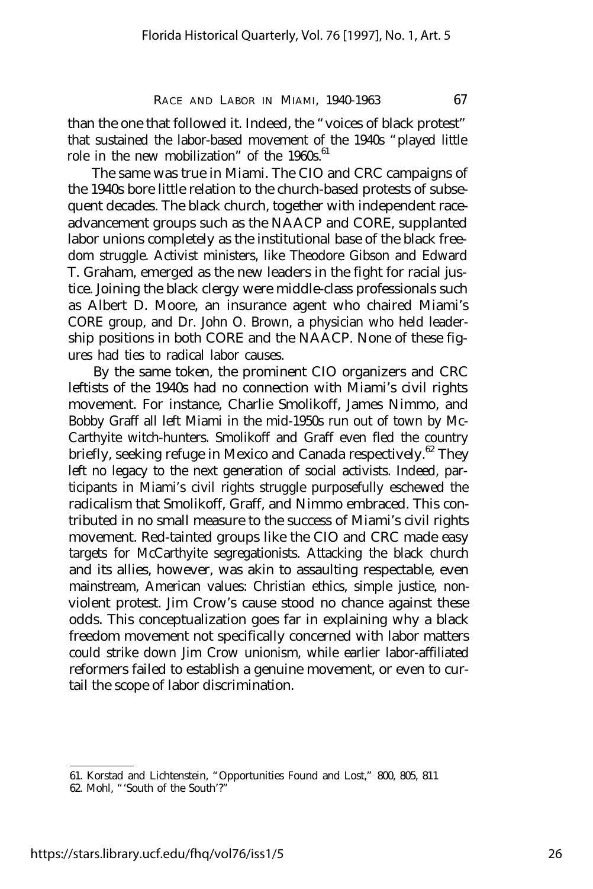than the one that followed it. Indeed, the "voices of black protest" that sustained the labor-based movement of the 1940s "played little role in the new mobilization" of the 1960s.[61]

The same was true in Miami. The CIO and CRC campaigns of the 1940s bore little relation to the church-based protests of subsequent decades. The black church, together with independent race-advancement groups such as the NAACP and CORE, supplanted labor unions completely as the institutional base of the black freedom struggle. Activist ministers, like Theodore Gibson and Edward T. Graham, emerged as the new leaders in the fight for racial justice. Joining the black clergy were middle-class professionals such as Albert D. Moore, an insurance agent who chaired Miami's CORE group, and Dr. John O. Brown, a physician who held leadership positions in both CORE and the NAACP. None of these figures had ties to radical labor causes.

By the same token, the prominent CIO organizers and CRC leftists of the 1940s had no connection with Miami's civil rights movement. For instance, Charlie Smolikoff, James Nimmo, and Bobby Graff all left Miami in the mid-1950s run out of town by McCarthyite witch-hunters. Smolikoff and Graff even fled the country briefly, seeking refuge in Mexico and Canada respectively.[62] They left no legacy to the next generation of social activists. Indeed, participants in Miami's civil rights struggle purposefully eschewed the radicalism that Smolikoff, Graff, and Nimmo embraced. This contributed in no small measure to the success of Miami's civil rights movement. Red-tainted groups like the CIO and CRC made easy targets for McCarthyite segregationists. Attacking the black church and its allies, however, was akin to assaulting respectable, even mainstream, American values: Christian ethics, simple justice, nonviolent protest. Jim Crow's cause stood no chance against these odds. This conceptualization goes far in explaining why a black freedom movement not specifically concerned with labor matters could strike down Jim Crow unionism, while earlier labor-affiliated reformers failed to establish a genuine movement, or even to curtail the scope of labor discrimination.

---

61. Korstad and Lichtenstein, "Opportunities Found and Lost," 800, 805, 811

62. Mohl, "'South of the South'?"